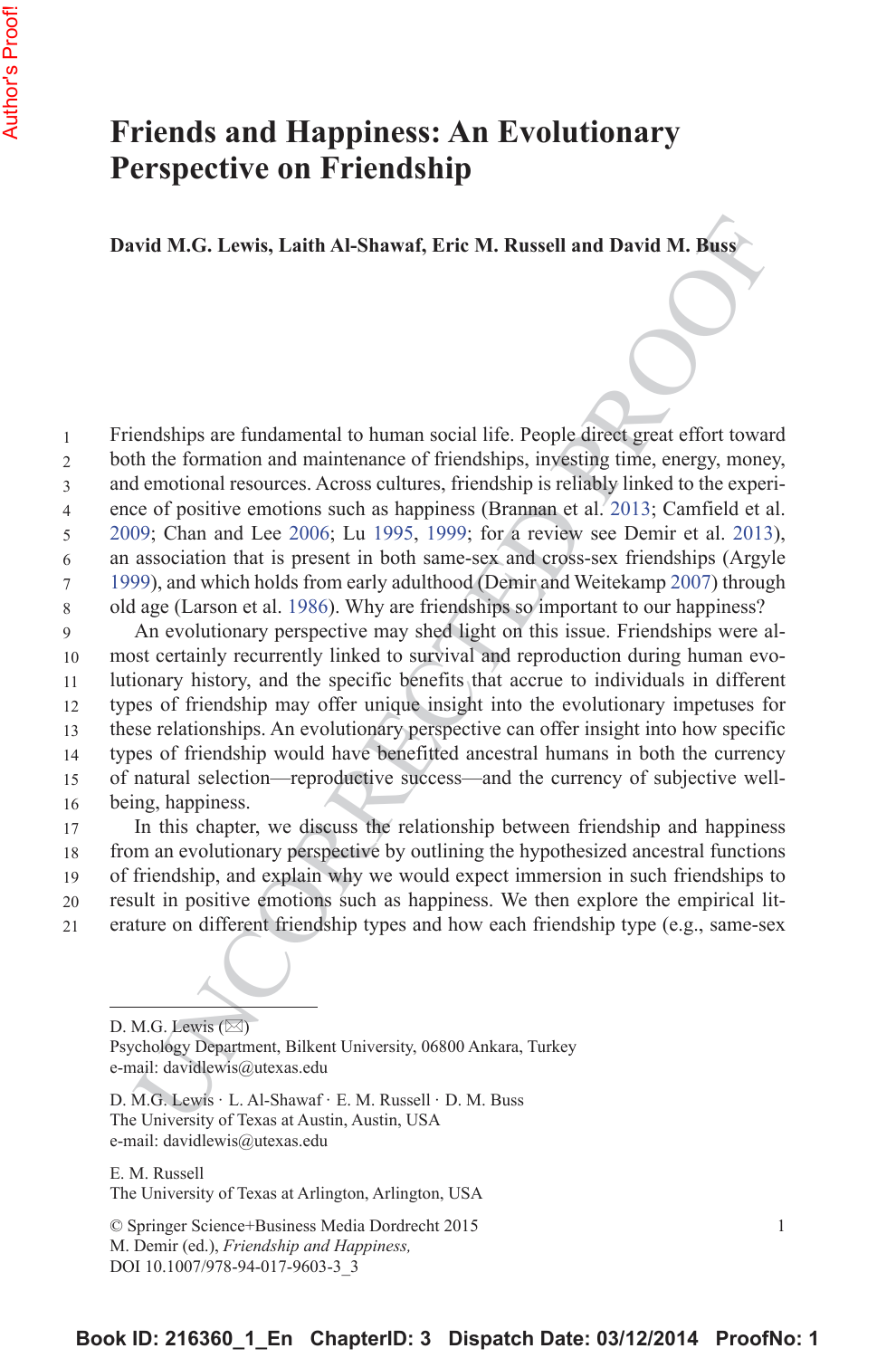# Friends and Happiness: An Evolutionary Perspective on Friendship

**David M.G. Lewis, Laith Al-Shawaf, Eric M. Russell and David M. Buss**

Friendships are fundamental to human social life. People direct great effort toward both the formation and maintenance of friendships, investing time, energy, money, and emotional resources. Across cultures, friendship is reliably linked to the experience of positive emotions such as happiness (Brannan et al. 2013; Camfield et al. 2009; Chan and Lee 2006; Lu 1995, 1999; for a review see Demir et al. 2013), an association that is present in both same-sex and cross-sex friendships (Argyle 1999), and which holds from early adulthood (Demir and Weitekamp 2007) through old age (Larson et al. 1986). Why are friendships so important to our happiness?

An evolutionary perspective may shed light on this issue. Friendships were almost certainly recurrently linked to survival and reproduction during human evolutionary history, and the specific benefits that accrue to individuals in different types of friendship may offer unique insight into the evolutionary impetuses for these relationships. An evolutionary perspective can offer insight into how specific types of friendship would have benefitted ancestral humans in both the currency of natural selection—reproductive success—and the currency of subjective well-being, happiness.

In this chapter, we discuss the relationship between friendship and happiness from an evolutionary perspective by outlining the hypothesized ancestral functions of friendship, and explain why we would expect immersion in such friendships to result in positive emotions such as happiness. We then explore the empirical literature on different friendship types and how each friendship type (e.g., same-sex

---

D. M.G. Lewis (✉)
Psychology Department, Bilkent University, 06800 Ankara, Turkey
e-mail: davidlewis@utexas.edu

D. M.G. Lewis · L. Al-Shawaf · E. M. Russell · D. M. Buss
The University of Texas at Austin, Austin, USA
e-mail: davidlewis@utexas.edu

E. M. Russell
The University of Texas at Arlington, Arlington, USA

© Springer Science+Business Media Dordrecht 2015
M. Demir (ed.), *Friendship and Happiness,*
DOI 10.1007/978-94-017-9603-3_3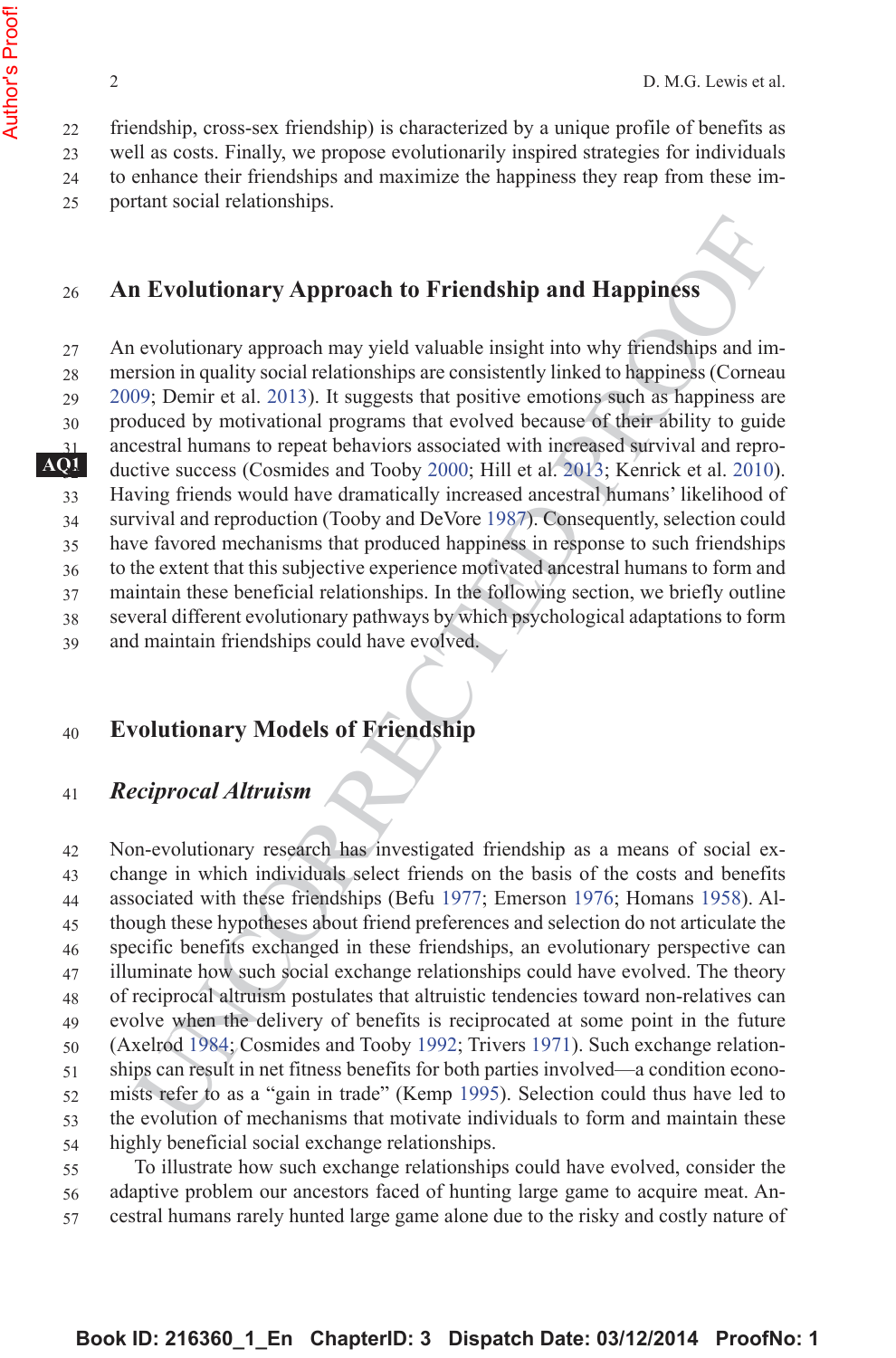friendship, cross-sex friendship) is characterized by a unique profile of benefits as well as costs. Finally, we propose evolutionarily inspired strategies for individuals to enhance their friendships and maximize the happiness they reap from these important social relationships.

## An Evolutionary Approach to Friendship and Happiness

An evolutionary approach may yield valuable insight into why friendships and immersion in quality social relationships are consistently linked to happiness (Corneau 2009; Demir et al. 2013). It suggests that positive emotions such as happiness are produced by motivational programs that evolved because of their ability to guide ancestral humans to repeat behaviors associated with increased survival and reproductive success (Cosmides and Tooby 2000; Hill et al. 2013; Kenrick et al. 2010). Having friends would have dramatically increased ancestral humans' likelihood of survival and reproduction (Tooby and DeVore 1987). Consequently, selection could have favored mechanisms that produced happiness in response to such friendships to the extent that this subjective experience motivated ancestral humans to form and maintain these beneficial relationships. In the following section, we briefly outline several different evolutionary pathways by which psychological adaptations to form and maintain friendships could have evolved.

## Evolutionary Models of Friendship

### *Reciprocal Altruism*

Non-evolutionary research has investigated friendship as a means of social exchange in which individuals select friends on the basis of the costs and benefits associated with these friendships (Befu 1977; Emerson 1976; Homans 1958). Although these hypotheses about friend preferences and selection do not articulate the specific benefits exchanged in these friendships, an evolutionary perspective can illuminate how such social exchange relationships could have evolved. The theory of reciprocal altruism postulates that altruistic tendencies toward non-relatives can evolve when the delivery of benefits is reciprocated at some point in the future (Axelrod 1984; Cosmides and Tooby 1992; Trivers 1971). Such exchange relationships can result in net fitness benefits for both parties involved—a condition economists refer to as a "gain in trade" (Kemp 1995). Selection could thus have led to the evolution of mechanisms that motivate individuals to form and maintain these highly beneficial social exchange relationships.

To illustrate how such exchange relationships could have evolved, consider the adaptive problem our ancestors faced of hunting large game to acquire meat. Ancestral humans rarely hunted large game alone due to the risky and costly nature of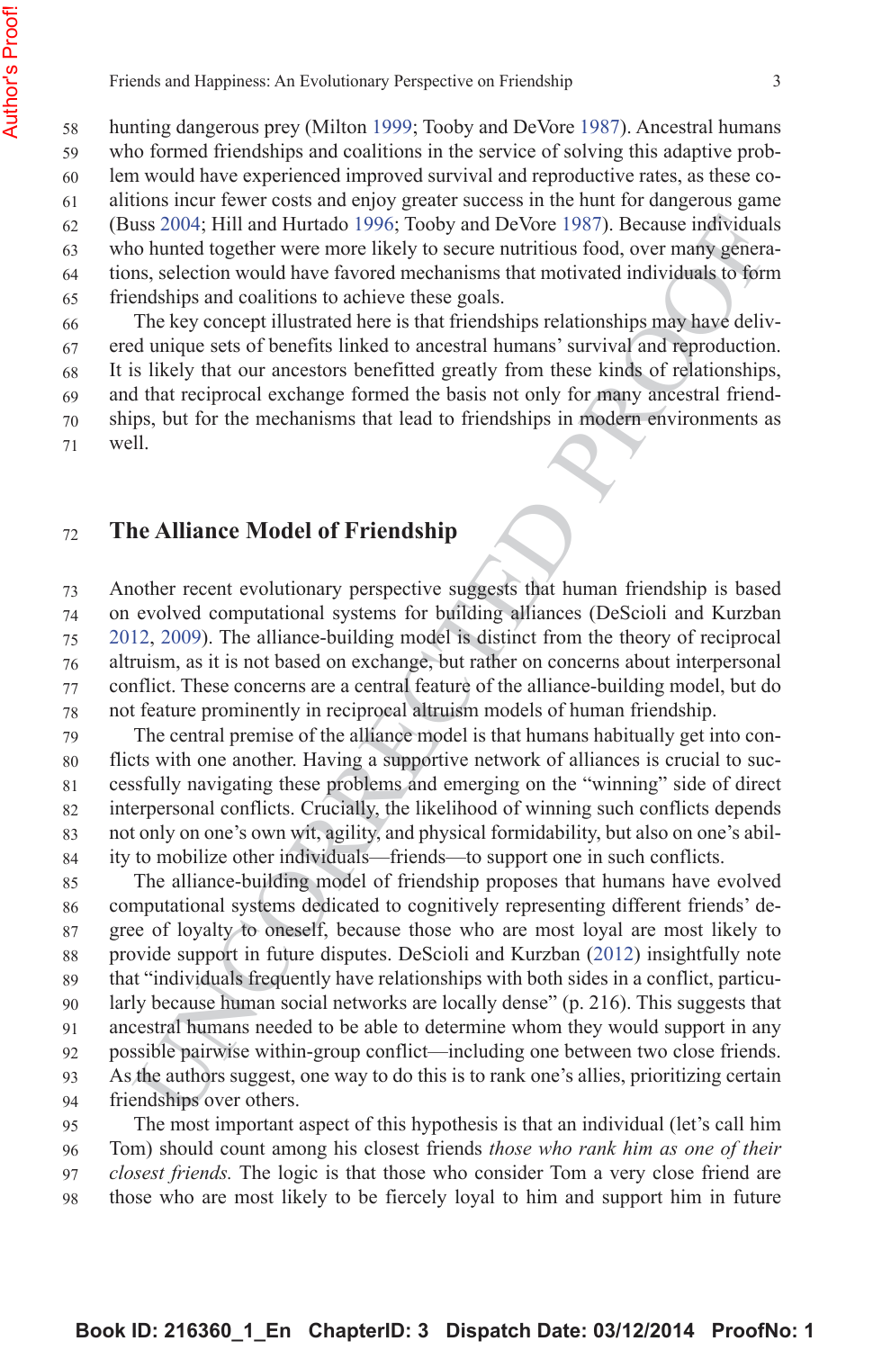hunting dangerous prey (Milton 1999; Tooby and DeVore 1987). Ancestral humans who formed friendships and coalitions in the service of solving this adaptive problem would have experienced improved survival and reproductive rates, as these coalitions incur fewer costs and enjoy greater success in the hunt for dangerous game (Buss 2004; Hill and Hurtado 1996; Tooby and DeVore 1987). Because individuals who hunted together were more likely to secure nutritious food, over many generations, selection would have favored mechanisms that motivated individuals to form friendships and coalitions to achieve these goals.

The key concept illustrated here is that friendships relationships may have delivered unique sets of benefits linked to ancestral humans' survival and reproduction. It is likely that our ancestors benefitted greatly from these kinds of relationships, and that reciprocal exchange formed the basis not only for many ancestral friendships, but for the mechanisms that lead to friendships in modern environments as well.

## The Alliance Model of Friendship

Another recent evolutionary perspective suggests that human friendship is based on evolved computational systems for building alliances (DeScioli and Kurzban 2012, 2009). The alliance-building model is distinct from the theory of reciprocal altruism, as it is not based on exchange, but rather on concerns about interpersonal conflict. These concerns are a central feature of the alliance-building model, but do not feature prominently in reciprocal altruism models of human friendship.

The central premise of the alliance model is that humans habitually get into conflicts with one another. Having a supportive network of alliances is crucial to successfully navigating these problems and emerging on the "winning" side of direct interpersonal conflicts. Crucially, the likelihood of winning such conflicts depends not only on one's own wit, agility, and physical formidability, but also on one's ability to mobilize other individuals—friends—to support one in such conflicts.

The alliance-building model of friendship proposes that humans have evolved computational systems dedicated to cognitively representing different friends' degree of loyalty to oneself, because those who are most loyal are most likely to provide support in future disputes. DeScioli and Kurzban (2012) insightfully note that "individuals frequently have relationships with both sides in a conflict, particularly because human social networks are locally dense" (p. 216). This suggests that ancestral humans needed to be able to determine whom they would support in any possible pairwise within-group conflict—including one between two close friends. As the authors suggest, one way to do this is to rank one's allies, prioritizing certain friendships over others.

The most important aspect of this hypothesis is that an individual (let's call him Tom) should count among his closest friends *those who rank him as one of their closest friends.* The logic is that those who consider Tom a very close friend are those who are most likely to be fiercely loyal to him and support him in future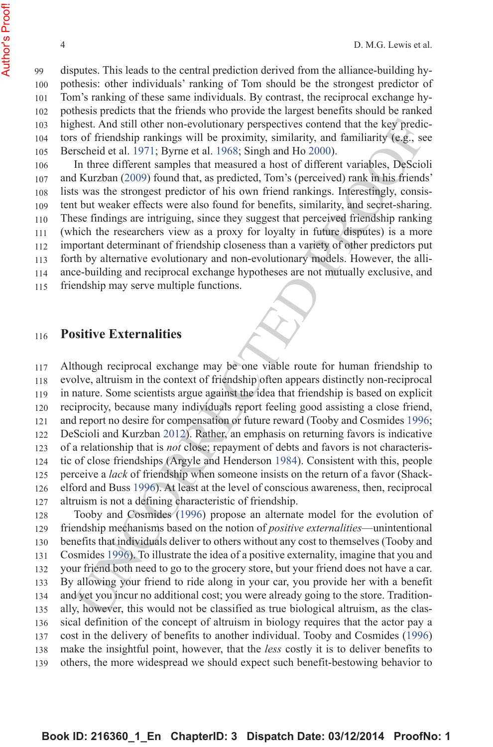disputes. This leads to the central prediction derived from the alliance-building hypothesis: other individuals' ranking of Tom should be the strongest predictor of Tom's ranking of these same individuals. By contrast, the reciprocal exchange hypothesis predicts that the friends who provide the largest benefits should be ranked highest. And still other non-evolutionary perspectives contend that the key predictors of friendship rankings will be proximity, similarity, and familiarity (e.g., see Berscheid et al. 1971; Byrne et al. 1968; Singh and Ho 2000).

In three different samples that measured a host of different variables, DeScioli and Kurzban (2009) found that, as predicted, Tom's (perceived) rank in his friends' lists was the strongest predictor of his own friend rankings. Interestingly, consistent but weaker effects were also found for benefits, similarity, and secret-sharing. These findings are intriguing, since they suggest that perceived friendship ranking (which the researchers view as a proxy for loyalty in future disputes) is a more important determinant of friendship closeness than a variety of other predictors put forth by alternative evolutionary and non-evolutionary models. However, the alliance-building and reciprocal exchange hypotheses are not mutually exclusive, and friendship may serve multiple functions.

## Positive Externalities

Although reciprocal exchange may be one viable route for human friendship to evolve, altruism in the context of friendship often appears distinctly non-reciprocal in nature. Some scientists argue against the idea that friendship is based on explicit reciprocity, because many individuals report feeling good assisting a close friend, and report no desire for compensation or future reward (Tooby and Cosmides 1996; DeScioli and Kurzban 2012). Rather, an emphasis on returning favors is indicative of a relationship that is *not* close; repayment of debts and favors is not characteristic of close friendships (Argyle and Henderson 1984). Consistent with this, people perceive a *lack* of friendship when someone insists on the return of a favor (Shackelford and Buss 1996). At least at the level of conscious awareness, then, reciprocal altruism is not a defining characteristic of friendship.

Tooby and Cosmides (1996) propose an alternate model for the evolution of friendship mechanisms based on the notion of *positive externalities*—unintentional benefits that individuals deliver to others without any cost to themselves (Tooby and Cosmides 1996). To illustrate the idea of a positive externality, imagine that you and your friend both need to go to the grocery store, but your friend does not have a car. By allowing your friend to ride along in your car, you provide her with a benefit and yet you incur no additional cost; you were already going to the store. Traditionally, however, this would not be classified as true biological altruism, as the classical definition of the concept of altruism in biology requires that the actor pay a cost in the delivery of benefits to another individual. Tooby and Cosmides (1996) make the insightful point, however, that the *less* costly it is to deliver benefits to others, the more widespread we should expect such benefit-bestowing behavior to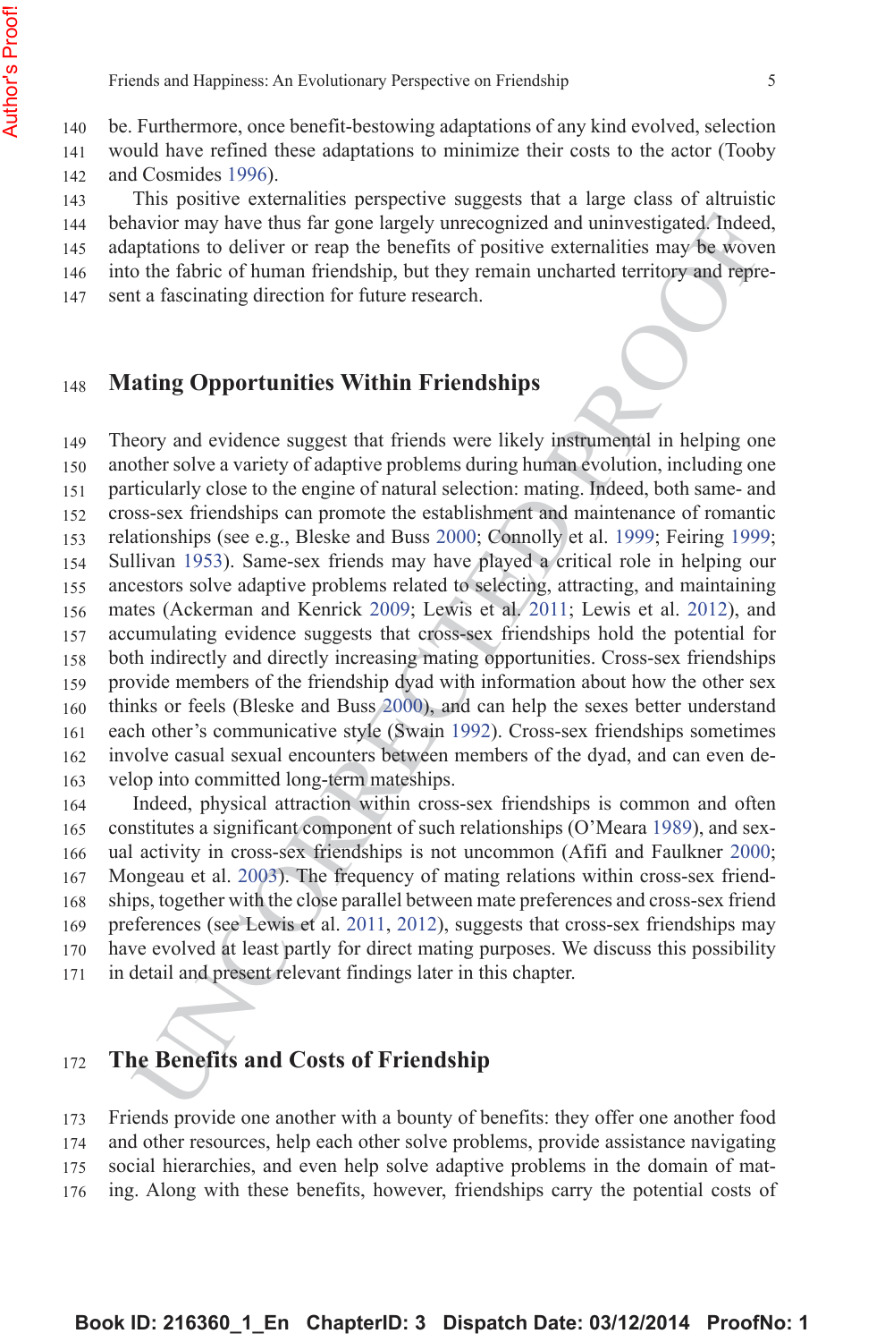be. Furthermore, once benefit-bestowing adaptations of any kind evolved, selection would have refined these adaptations to minimize their costs to the actor (Tooby and Cosmides 1996).

This positive externalities perspective suggests that a large class of altruistic behavior may have thus far gone largely unrecognized and uninvestigated. Indeed, adaptations to deliver or reap the benefits of positive externalities may be woven into the fabric of human friendship, but they remain uncharted territory and represent a fascinating direction for future research.

## Mating Opportunities Within Friendships

Theory and evidence suggest that friends were likely instrumental in helping one another solve a variety of adaptive problems during human evolution, including one particularly close to the engine of natural selection: mating. Indeed, both same- and cross-sex friendships can promote the establishment and maintenance of romantic relationships (see e.g., Bleske and Buss 2000; Connolly et al. 1999; Feiring 1999; Sullivan 1953). Same-sex friends may have played a critical role in helping our ancestors solve adaptive problems related to selecting, attracting, and maintaining mates (Ackerman and Kenrick 2009; Lewis et al. 2011; Lewis et al. 2012), and accumulating evidence suggests that cross-sex friendships hold the potential for both indirectly and directly increasing mating opportunities. Cross-sex friendships provide members of the friendship dyad with information about how the other sex thinks or feels (Bleske and Buss 2000), and can help the sexes better understand each other's communicative style (Swain 1992). Cross-sex friendships sometimes involve casual sexual encounters between members of the dyad, and can even develop into committed long-term mateships.

Indeed, physical attraction within cross-sex friendships is common and often constitutes a significant component of such relationships (O'Meara 1989), and sexual activity in cross-sex friendships is not uncommon (Afifi and Faulkner 2000; Mongeau et al. 2003). The frequency of mating relations within cross-sex friendships, together with the close parallel between mate preferences and cross-sex friend preferences (see Lewis et al. 2011, 2012), suggests that cross-sex friendships may have evolved at least partly for direct mating purposes. We discuss this possibility in detail and present relevant findings later in this chapter.

## The Benefits and Costs of Friendship

Friends provide one another with a bounty of benefits: they offer one another food and other resources, help each other solve problems, provide assistance navigating social hierarchies, and even help solve adaptive problems in the domain of mating. Along with these benefits, however, friendships carry the potential costs of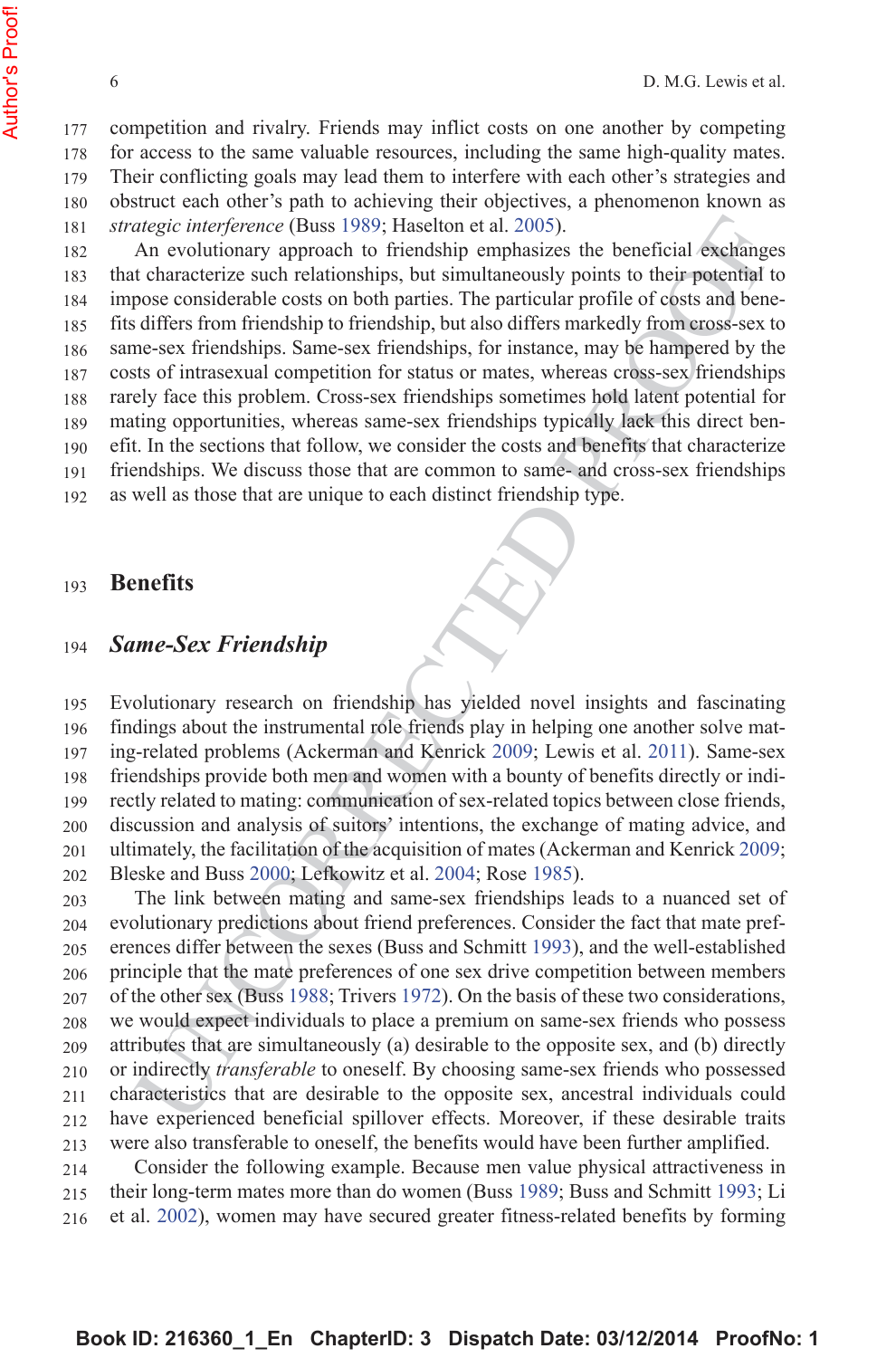competition and rivalry. Friends may inflict costs on one another by competing for access to the same valuable resources, including the same high-quality mates. Their conflicting goals may lead them to interfere with each other's strategies and obstruct each other's path to achieving their objectives, a phenomenon known as *strategic interference* (Buss 1989; Haselton et al. 2005).

An evolutionary approach to friendship emphasizes the beneficial exchanges that characterize such relationships, but simultaneously points to their potential to impose considerable costs on both parties. The particular profile of costs and benefits differs from friendship to friendship, but also differs markedly from cross-sex to same-sex friendships. Same-sex friendships, for instance, may be hampered by the costs of intrasexual competition for status or mates, whereas cross-sex friendships rarely face this problem. Cross-sex friendships sometimes hold latent potential for mating opportunities, whereas same-sex friendships typically lack this direct benefit. In the sections that follow, we consider the costs and benefits that characterize friendships. We discuss those that are common to same- and cross-sex friendships as well as those that are unique to each distinct friendship type.

## Benefits

### *Same-Sex Friendship*

Evolutionary research on friendship has yielded novel insights and fascinating findings about the instrumental role friends play in helping one another solve mating-related problems (Ackerman and Kenrick 2009; Lewis et al. 2011). Same-sex friendships provide both men and women with a bounty of benefits directly or indirectly related to mating: communication of sex-related topics between close friends, discussion and analysis of suitors' intentions, the exchange of mating advice, and ultimately, the facilitation of the acquisition of mates (Ackerman and Kenrick 2009; Bleske and Buss 2000; Lefkowitz et al. 2004; Rose 1985).

The link between mating and same-sex friendships leads to a nuanced set of evolutionary predictions about friend preferences. Consider the fact that mate preferences differ between the sexes (Buss and Schmitt 1993), and the well-established principle that the mate preferences of one sex drive competition between members of the other sex (Buss 1988; Trivers 1972). On the basis of these two considerations, we would expect individuals to place a premium on same-sex friends who possess attributes that are simultaneously (a) desirable to the opposite sex, and (b) directly or indirectly *transferable* to oneself. By choosing same-sex friends who possessed characteristics that are desirable to the opposite sex, ancestral individuals could have experienced beneficial spillover effects. Moreover, if these desirable traits were also transferable to oneself, the benefits would have been further amplified.

Consider the following example. Because men value physical attractiveness in their long-term mates more than do women (Buss 1989; Buss and Schmitt 1993; Li et al. 2002), women may have secured greater fitness-related benefits by forming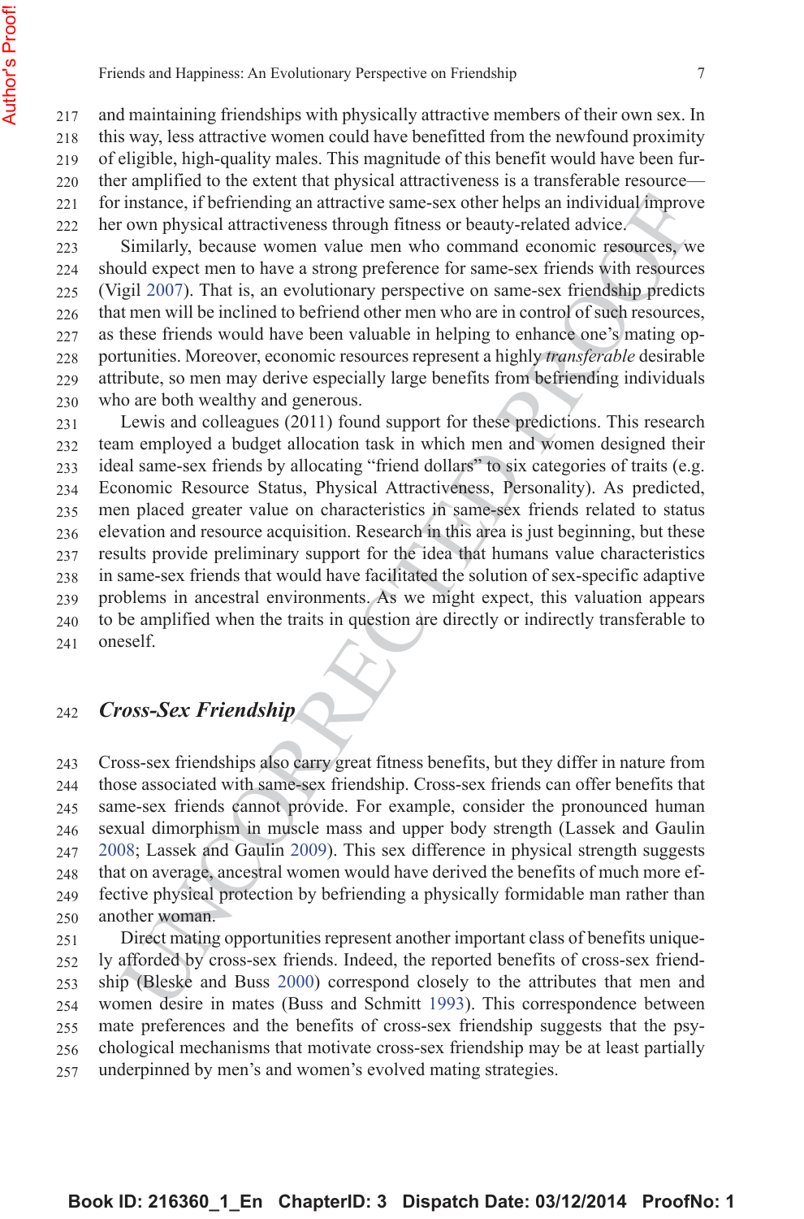and maintaining friendships with physically attractive members of their own sex. In this way, less attractive women could have benefitted from the newfound proximity of eligible, high-quality males. This magnitude of this benefit would have been further amplified to the extent that physical attractiveness is a transferable resource—for instance, if befriending an attractive same-sex other helps an individual improve her own physical attractiveness through fitness or beauty-related advice.

Similarly, because women value men who command economic resources, we should expect men to have a strong preference for same-sex friends with resources (Vigil 2007). That is, an evolutionary perspective on same-sex friendship predicts that men will be inclined to befriend other men who are in control of such resources, as these friends would have been valuable in helping to enhance one's mating opportunities. Moreover, economic resources represent a highly *transferable* desirable attribute, so men may derive especially large benefits from befriending individuals who are both wealthy and generous.

Lewis and colleagues (2011) found support for these predictions. This research team employed a budget allocation task in which men and women designed their ideal same-sex friends by allocating "friend dollars" to six categories of traits (e.g. Economic Resource Status, Physical Attractiveness, Personality). As predicted, men placed greater value on characteristics in same-sex friends related to status elevation and resource acquisition. Research in this area is just beginning, but these results provide preliminary support for the idea that humans value characteristics in same-sex friends that would have facilitated the solution of sex-specific adaptive problems in ancestral environments. As we might expect, this valuation appears to be amplified when the traits in question are directly or indirectly transferable to oneself.

## *Cross-Sex Friendship*

Cross-sex friendships also carry great fitness benefits, but they differ in nature from those associated with same-sex friendship. Cross-sex friends can offer benefits that same-sex friends cannot provide. For example, consider the pronounced human sexual dimorphism in muscle mass and upper body strength (Lassek and Gaulin 2008; Lassek and Gaulin 2009). This sex difference in physical strength suggests that on average, ancestral women would have derived the benefits of much more effective physical protection by befriending a physically formidable man rather than another woman.

Direct mating opportunities represent another important class of benefits uniquely afforded by cross-sex friends. Indeed, the reported benefits of cross-sex friendship (Bleske and Buss 2000) correspond closely to the attributes that men and women desire in mates (Buss and Schmitt 1993). This correspondence between mate preferences and the benefits of cross-sex friendship suggests that the psychological mechanisms that motivate cross-sex friendship may be at least partially underpinned by men's and women's evolved mating strategies.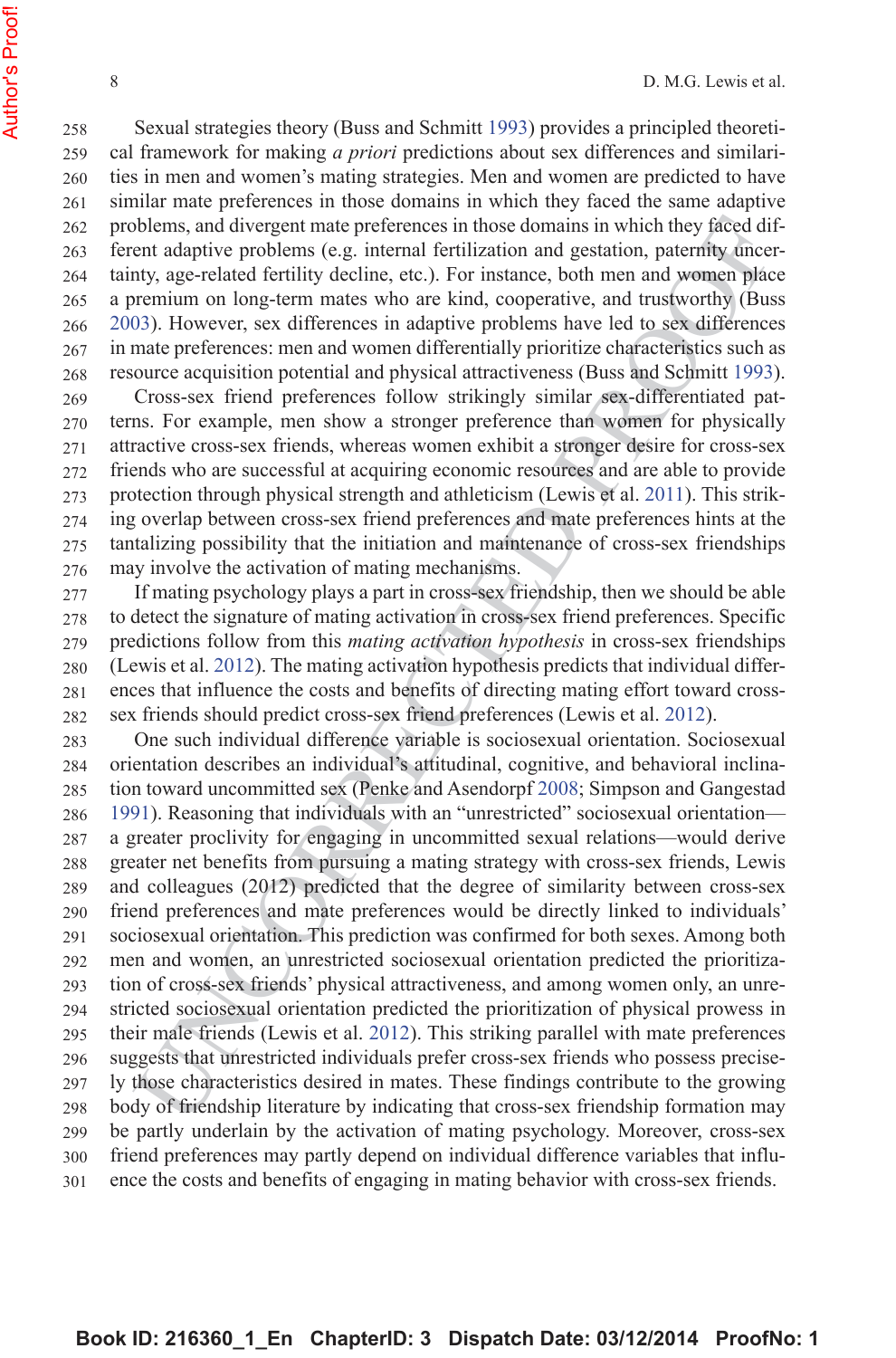Sexual strategies theory (Buss and Schmitt 1993) provides a principled theoretical framework for making *a priori* predictions about sex differences and similarities in men and women's mating strategies. Men and women are predicted to have similar mate preferences in those domains in which they faced the same adaptive problems, and divergent mate preferences in those domains in which they faced different adaptive problems (e.g. internal fertilization and gestation, paternity uncertainty, age-related fertility decline, etc.). For instance, both men and women place a premium on long-term mates who are kind, cooperative, and trustworthy (Buss 2003). However, sex differences in adaptive problems have led to sex differences in mate preferences: men and women differentially prioritize characteristics such as resource acquisition potential and physical attractiveness (Buss and Schmitt 1993).

Cross-sex friend preferences follow strikingly similar sex-differentiated patterns. For example, men show a stronger preference than women for physically attractive cross-sex friends, whereas women exhibit a stronger desire for cross-sex friends who are successful at acquiring economic resources and are able to provide protection through physical strength and athleticism (Lewis et al. 2011). This striking overlap between cross-sex friend preferences and mate preferences hints at the tantalizing possibility that the initiation and maintenance of cross-sex friendships may involve the activation of mating mechanisms.

If mating psychology plays a part in cross-sex friendship, then we should be able to detect the signature of mating activation in cross-sex friend preferences. Specific predictions follow from this *mating activation hypothesis* in cross-sex friendships (Lewis et al. 2012). The mating activation hypothesis predicts that individual differences that influence the costs and benefits of directing mating effort toward cross-sex friends should predict cross-sex friend preferences (Lewis et al. 2012).

One such individual difference variable is sociosexual orientation. Sociosexual orientation describes an individual's attitudinal, cognitive, and behavioral inclination toward uncommitted sex (Penke and Asendorpf 2008; Simpson and Gangestad 1991). Reasoning that individuals with an "unrestricted" sociosexual orientation—a greater proclivity for engaging in uncommitted sexual relations—would derive greater net benefits from pursuing a mating strategy with cross-sex friends, Lewis and colleagues (2012) predicted that the degree of similarity between cross-sex friend preferences and mate preferences would be directly linked to individuals' sociosexual orientation. This prediction was confirmed for both sexes. Among both men and women, an unrestricted sociosexual orientation predicted the prioritization of cross-sex friends' physical attractiveness, and among women only, an unrestricted sociosexual orientation predicted the prioritization of physical prowess in their male friends (Lewis et al. 2012). This striking parallel with mate preferences suggests that unrestricted individuals prefer cross-sex friends who possess precisely those characteristics desired in mates. These findings contribute to the growing body of friendship literature by indicating that cross-sex friendship formation may be partly underlain by the activation of mating psychology. Moreover, cross-sex friend preferences may partly depend on individual difference variables that influence the costs and benefits of engaging in mating behavior with cross-sex friends.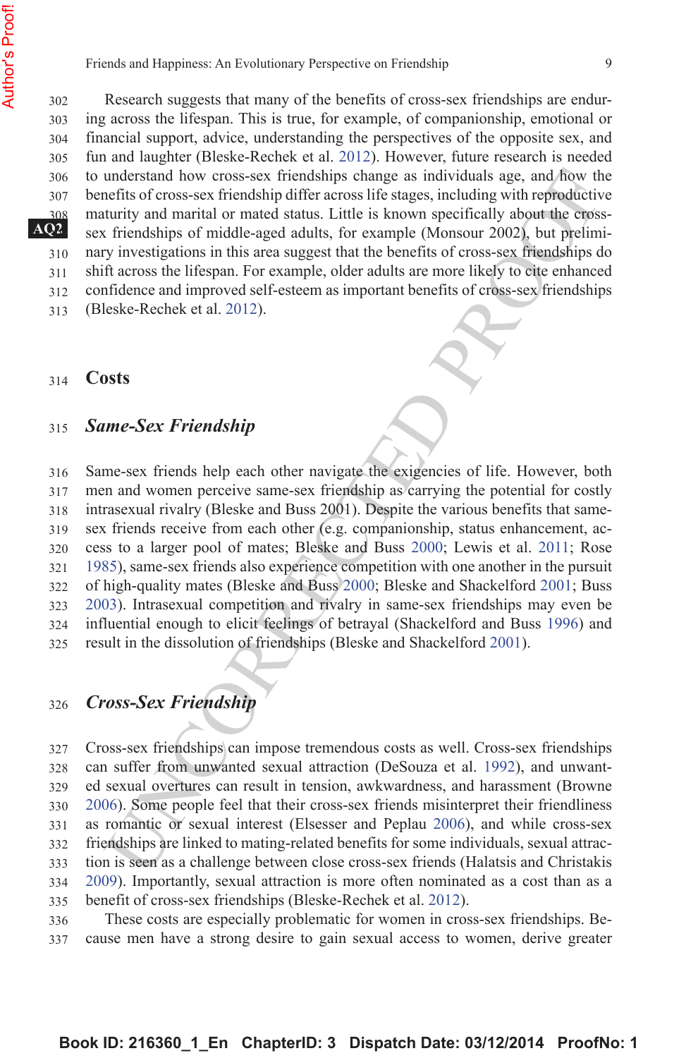Research suggests that many of the benefits of cross-sex friendships are enduring across the lifespan. This is true, for example, of companionship, emotional or financial support, advice, understanding the perspectives of the opposite sex, and fun and laughter (Bleske-Rechek et al. 2012). However, future research is needed to understand how cross-sex friendships change as individuals age, and how the benefits of cross-sex friendship differ across life stages, including with reproductive maturity and marital or mated status. Little is known specifically about the cross-sex friendships of middle-aged adults, for example (Monsour 2002), but preliminary investigations in this area suggest that the benefits of cross-sex friendships do shift across the lifespan. For example, older adults are more likely to cite enhanced confidence and improved self-esteem as important benefits of cross-sex friendships (Bleske-Rechek et al. 2012).

## Costs

### *Same-Sex Friendship*

Same-sex friends help each other navigate the exigencies of life. However, both men and women perceive same-sex friendship as carrying the potential for costly intrasexual rivalry (Bleske and Buss 2001). Despite the various benefits that same-sex friends receive from each other (e.g. companionship, status enhancement, access to a larger pool of mates; Bleske and Buss 2000; Lewis et al. 2011; Rose 1985), same-sex friends also experience competition with one another in the pursuit of high-quality mates (Bleske and Buss 2000; Bleske and Shackelford 2001; Buss 2003). Intrasexual competition and rivalry in same-sex friendships may even be influential enough to elicit feelings of betrayal (Shackelford and Buss 1996) and result in the dissolution of friendships (Bleske and Shackelford 2001).

### *Cross-Sex Friendship*

Cross-sex friendships can impose tremendous costs as well. Cross-sex friendships can suffer from unwanted sexual attraction (DeSouza et al. 1992), and unwanted sexual overtures can result in tension, awkwardness, and harassment (Browne 2006). Some people feel that their cross-sex friends misinterpret their friendliness as romantic or sexual interest (Elsesser and Peplau 2006), and while cross-sex friendships are linked to mating-related benefits for some individuals, sexual attraction is seen as a challenge between close cross-sex friends (Halatsis and Christakis 2009). Importantly, sexual attraction is more often nominated as a cost than as a benefit of cross-sex friendships (Bleske-Rechek et al. 2012).

These costs are especially problematic for women in cross-sex friendships. Because men have a strong desire to gain sexual access to women, derive greater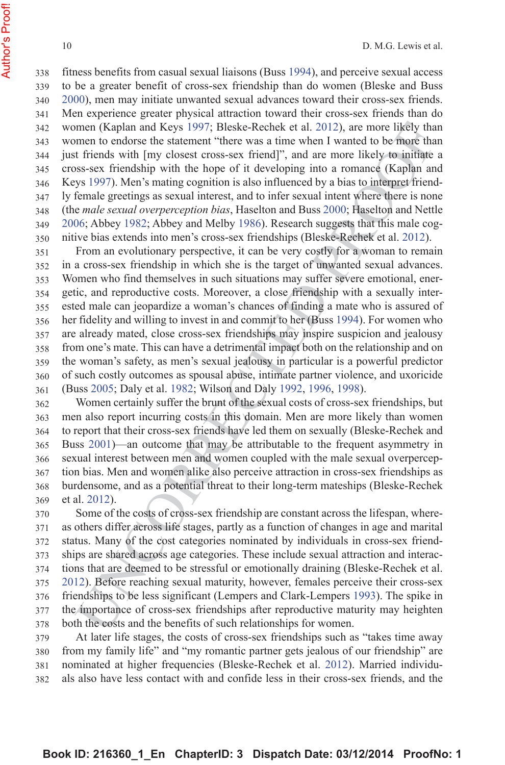fitness benefits from casual sexual liaisons (Buss 1994), and perceive sexual access to be a greater benefit of cross-sex friendship than do women (Bleske and Buss 2000), men may initiate unwanted sexual advances toward their cross-sex friends. Men experience greater physical attraction toward their cross-sex friends than do women (Kaplan and Keys 1997; Bleske-Rechek et al. 2012), are more likely than women to endorse the statement "there was a time when I wanted to be more than just friends with [my closest cross-sex friend]", and are more likely to initiate a cross-sex friendship with the hope of it developing into a romance (Kaplan and Keys 1997). Men's mating cognition is also influenced by a bias to interpret friendly female greetings as sexual interest, and to infer sexual intent where there is none (the *male sexual overperception bias*, Haselton and Buss 2000; Haselton and Nettle 2006; Abbey 1982; Abbey and Melby 1986). Research suggests that this male cognitive bias extends into men's cross-sex friendships (Bleske-Rechek et al. 2012).

From an evolutionary perspective, it can be very costly for a woman to remain in a cross-sex friendship in which she is the target of unwanted sexual advances. Women who find themselves in such situations may suffer severe emotional, energetic, and reproductive costs. Moreover, a close friendship with a sexually interested male can jeopardize a woman's chances of finding a mate who is assured of her fidelity and willing to invest in and commit to her (Buss 1994). For women who are already mated, close cross-sex friendships may inspire suspicion and jealousy from one's mate. This can have a detrimental impact both on the relationship and on the woman's safety, as men's sexual jealousy in particular is a powerful predictor of such costly outcomes as spousal abuse, intimate partner violence, and uxoricide (Buss 2005; Daly et al. 1982; Wilson and Daly 1992, 1996, 1998).

Women certainly suffer the brunt of the sexual costs of cross-sex friendships, but men also report incurring costs in this domain. Men are more likely than women to report that their cross-sex friends have led them on sexually (Bleske-Rechek and Buss 2001)—an outcome that may be attributable to the frequent asymmetry in sexual interest between men and women coupled with the male sexual overperception bias. Men and women alike also perceive attraction in cross-sex friendships as burdensome, and as a potential threat to their long-term mateships (Bleske-Rechek et al. 2012).

Some of the costs of cross-sex friendship are constant across the lifespan, whereas others differ across life stages, partly as a function of changes in age and marital status. Many of the cost categories nominated by individuals in cross-sex friendships are shared across age categories. These include sexual attraction and interactions that are deemed to be stressful or emotionally draining (Bleske-Rechek et al. 2012). Before reaching sexual maturity, however, females perceive their cross-sex friendships to be less significant (Lempers and Clark-Lempers 1993). The spike in the importance of cross-sex friendships after reproductive maturity may heighten both the costs and the benefits of such relationships for women.

At later life stages, the costs of cross-sex friendships such as "takes time away from my family life" and "my romantic partner gets jealous of our friendship" are nominated at higher frequencies (Bleske-Rechek et al. 2012). Married individuals also have less contact with and confide less in their cross-sex friends, and the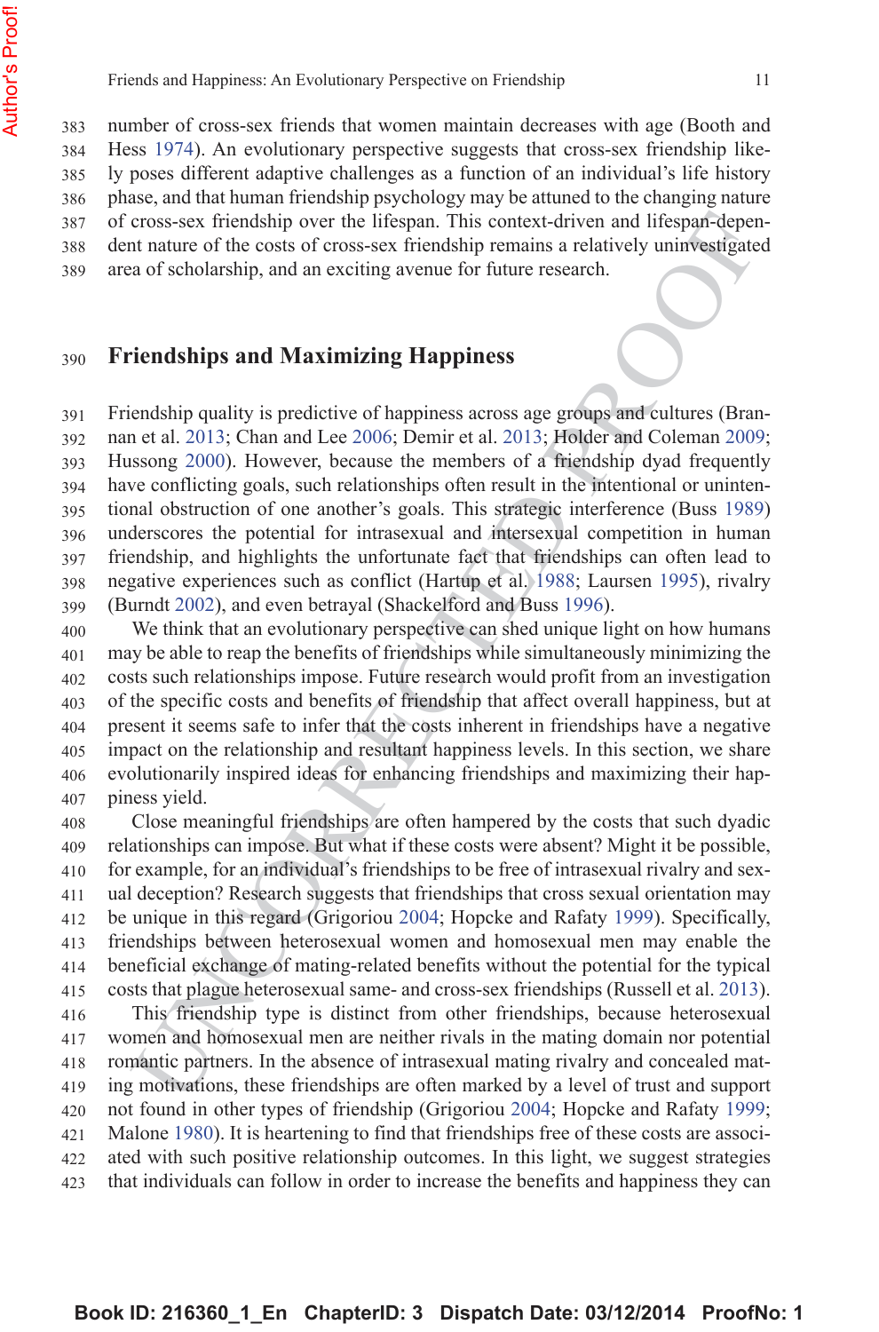number of cross-sex friends that women maintain decreases with age (Booth and Hess 1974). An evolutionary perspective suggests that cross-sex friendship likely poses different adaptive challenges as a function of an individual's life history phase, and that human friendship psychology may be attuned to the changing nature of cross-sex friendship over the lifespan. This context-driven and lifespan-dependent nature of the costs of cross-sex friendship remains a relatively uninvestigated area of scholarship, and an exciting avenue for future research.

## Friendships and Maximizing Happiness

Friendship quality is predictive of happiness across age groups and cultures (Brannan et al. 2013; Chan and Lee 2006; Demir et al. 2013; Holder and Coleman 2009; Hussong 2000). However, because the members of a friendship dyad frequently have conflicting goals, such relationships often result in the intentional or unintentional obstruction of one another's goals. This strategic interference (Buss 1989) underscores the potential for intrasexual and intersexual competition in human friendship, and highlights the unfortunate fact that friendships can often lead to negative experiences such as conflict (Hartup et al. 1988; Laursen 1995), rivalry (Burndt 2002), and even betrayal (Shackelford and Buss 1996).

We think that an evolutionary perspective can shed unique light on how humans may be able to reap the benefits of friendships while simultaneously minimizing the costs such relationships impose. Future research would profit from an investigation of the specific costs and benefits of friendship that affect overall happiness, but at present it seems safe to infer that the costs inherent in friendships have a negative impact on the relationship and resultant happiness levels. In this section, we share evolutionarily inspired ideas for enhancing friendships and maximizing their happiness yield.

Close meaningful friendships are often hampered by the costs that such dyadic relationships can impose. But what if these costs were absent? Might it be possible, for example, for an individual's friendships to be free of intrasexual rivalry and sexual deception? Research suggests that friendships that cross sexual orientation may be unique in this regard (Grigoriou 2004; Hopcke and Rafaty 1999). Specifically, friendships between heterosexual women and homosexual men may enable the beneficial exchange of mating-related benefits without the potential for the typical costs that plague heterosexual same- and cross-sex friendships (Russell et al. 2013).

This friendship type is distinct from other friendships, because heterosexual women and homosexual men are neither rivals in the mating domain nor potential romantic partners. In the absence of intrasexual mating rivalry and concealed mating motivations, these friendships are often marked by a level of trust and support not found in other types of friendship (Grigoriou 2004; Hopcke and Rafaty 1999; Malone 1980). It is heartening to find that friendships free of these costs are associated with such positive relationship outcomes. In this light, we suggest strategies that individuals can follow in order to increase the benefits and happiness they can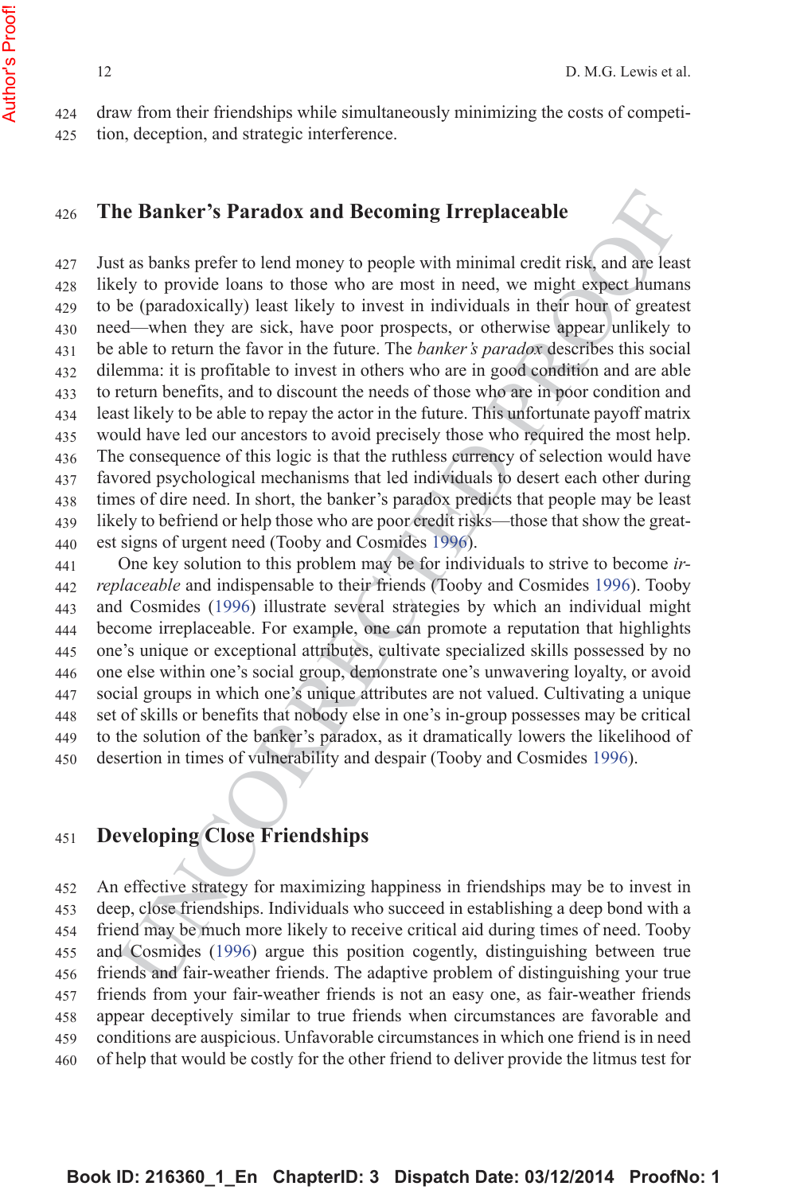draw from their friendships while simultaneously minimizing the costs of competition, deception, and strategic interference.

## The Banker's Paradox and Becoming Irreplaceable

Just as banks prefer to lend money to people with minimal credit risk, and are least likely to provide loans to those who are most in need, we might expect humans to be (paradoxically) least likely to invest in individuals in their hour of greatest need—when they are sick, have poor prospects, or otherwise appear unlikely to be able to return the favor in the future. The *banker's paradox* describes this social dilemma: it is profitable to invest in others who are in good condition and are able to return benefits, and to discount the needs of those who are in poor condition and least likely to be able to repay the actor in the future. This unfortunate payoff matrix would have led our ancestors to avoid precisely those who required the most help. The consequence of this logic is that the ruthless currency of selection would have favored psychological mechanisms that led individuals to desert each other during times of dire need. In short, the banker's paradox predicts that people may be least likely to befriend or help those who are poor credit risks—those that show the greatest signs of urgent need (Tooby and Cosmides 1996).

One key solution to this problem may be for individuals to strive to become *irreplaceable* and indispensable to their friends (Tooby and Cosmides 1996). Tooby and Cosmides (1996) illustrate several strategies by which an individual might become irreplaceable. For example, one can promote a reputation that highlights one's unique or exceptional attributes, cultivate specialized skills possessed by no one else within one's social group, demonstrate one's unwavering loyalty, or avoid social groups in which one's unique attributes are not valued. Cultivating a unique set of skills or benefits that nobody else in one's in-group possesses may be critical to the solution of the banker's paradox, as it dramatically lowers the likelihood of desertion in times of vulnerability and despair (Tooby and Cosmides 1996).

## Developing Close Friendships

An effective strategy for maximizing happiness in friendships may be to invest in deep, close friendships. Individuals who succeed in establishing a deep bond with a friend may be much more likely to receive critical aid during times of need. Tooby and Cosmides (1996) argue this position cogently, distinguishing between true friends and fair-weather friends. The adaptive problem of distinguishing your true friends from your fair-weather friends is not an easy one, as fair-weather friends appear deceptively similar to true friends when circumstances are favorable and conditions are auspicious. Unfavorable circumstances in which one friend is in need of help that would be costly for the other friend to deliver provide the litmus test for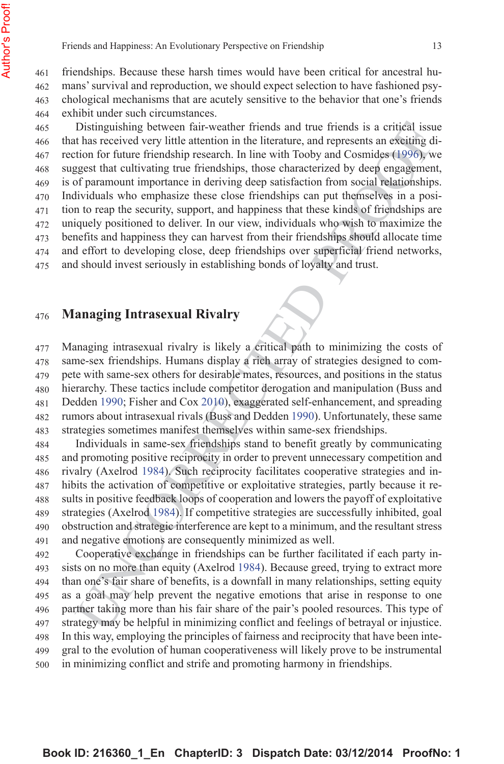friendships. Because these harsh times would have been critical for ancestral humans' survival and reproduction, we should expect selection to have fashioned psychological mechanisms that are acutely sensitive to the behavior that one's friends exhibit under such circumstances.

Distinguishing between fair-weather friends and true friends is a critical issue that has received very little attention in the literature, and represents an exciting direction for future friendship research. In line with Tooby and Cosmides (1996), we suggest that cultivating true friendships, those characterized by deep engagement, is of paramount importance in deriving deep satisfaction from social relationships. Individuals who emphasize these close friendships can put themselves in a position to reap the security, support, and happiness that these kinds of friendships are uniquely positioned to deliver. In our view, individuals who wish to maximize the benefits and happiness they can harvest from their friendships should allocate time and effort to developing close, deep friendships over superficial friend networks, and should invest seriously in establishing bonds of loyalty and trust.

## Managing Intrasexual Rivalry

Managing intrasexual rivalry is likely a critical path to minimizing the costs of same-sex friendships. Humans display a rich array of strategies designed to compete with same-sex others for desirable mates, resources, and positions in the status hierarchy. These tactics include competitor derogation and manipulation (Buss and Dedden 1990; Fisher and Cox 2010), exaggerated self-enhancement, and spreading rumors about intrasexual rivals (Buss and Dedden 1990). Unfortunately, these same strategies sometimes manifest themselves within same-sex friendships.

Individuals in same-sex friendships stand to benefit greatly by communicating and promoting positive reciprocity in order to prevent unnecessary competition and rivalry (Axelrod 1984). Such reciprocity facilitates cooperative strategies and inhibits the activation of competitive or exploitative strategies, partly because it results in positive feedback loops of cooperation and lowers the payoff of exploitative strategies (Axelrod 1984). If competitive strategies are successfully inhibited, goal obstruction and strategic interference are kept to a minimum, and the resultant stress and negative emotions are consequently minimized as well.

Cooperative exchange in friendships can be further facilitated if each party insists on no more than equity (Axelrod 1984). Because greed, trying to extract more than one's fair share of benefits, is a downfall in many relationships, setting equity as a goal may help prevent the negative emotions that arise in response to one partner taking more than his fair share of the pair's pooled resources. This type of strategy may be helpful in minimizing conflict and feelings of betrayal or injustice. In this way, employing the principles of fairness and reciprocity that have been integral to the evolution of human cooperativeness will likely prove to be instrumental in minimizing conflict and strife and promoting harmony in friendships.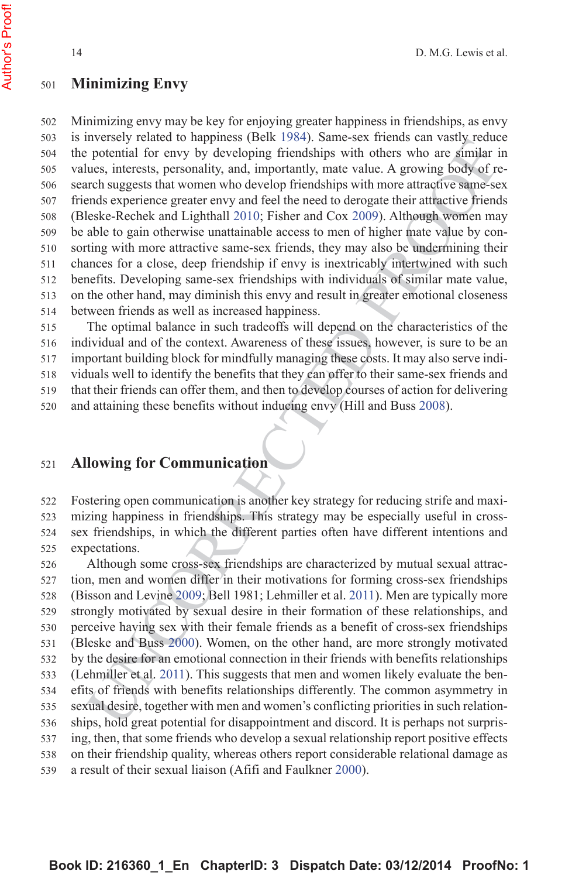## Minimizing Envy

Minimizing envy may be key for enjoying greater happiness in friendships, as envy is inversely related to happiness (Belk 1984). Same-sex friends can vastly reduce the potential for envy by developing friendships with others who are similar in values, interests, personality, and, importantly, mate value. A growing body of research suggests that women who develop friendships with more attractive same-sex friends experience greater envy and feel the need to derogate their attractive friends (Bleske-Rechek and Lighthall 2010; Fisher and Cox 2009). Although women may be able to gain otherwise unattainable access to men of higher mate value by consorting with more attractive same-sex friends, they may also be undermining their chances for a close, deep friendship if envy is inextricably intertwined with such benefits. Developing same-sex friendships with individuals of similar mate value, on the other hand, may diminish this envy and result in greater emotional closeness between friends as well as increased happiness.

The optimal balance in such tradeoffs will depend on the characteristics of the individual and of the context. Awareness of these issues, however, is sure to be an important building block for mindfully managing these costs. It may also serve individuals well to identify the benefits that they can offer to their same-sex friends and that their friends can offer them, and then to develop courses of action for delivering and attaining these benefits without inducing envy (Hill and Buss 2008).

## Allowing for Communication

Fostering open communication is another key strategy for reducing strife and maximizing happiness in friendships. This strategy may be especially useful in cross-sex friendships, in which the different parties often have different intentions and expectations.

Although some cross-sex friendships are characterized by mutual sexual attraction, men and women differ in their motivations for forming cross-sex friendships (Bisson and Levine 2009; Bell 1981; Lehmiller et al. 2011). Men are typically more strongly motivated by sexual desire in their formation of these relationships, and perceive having sex with their female friends as a benefit of cross-sex friendships (Bleske and Buss 2000). Women, on the other hand, are more strongly motivated by the desire for an emotional connection in their friends with benefits relationships (Lehmiller et al. 2011). This suggests that men and women likely evaluate the benefits of friends with benefits relationships differently. The common asymmetry in sexual desire, together with men and women's conflicting priorities in such relationships, hold great potential for disappointment and discord. It is perhaps not surprising, then, that some friends who develop a sexual relationship report positive effects on their friendship quality, whereas others report considerable relational damage as a result of their sexual liaison (Afifi and Faulkner 2000).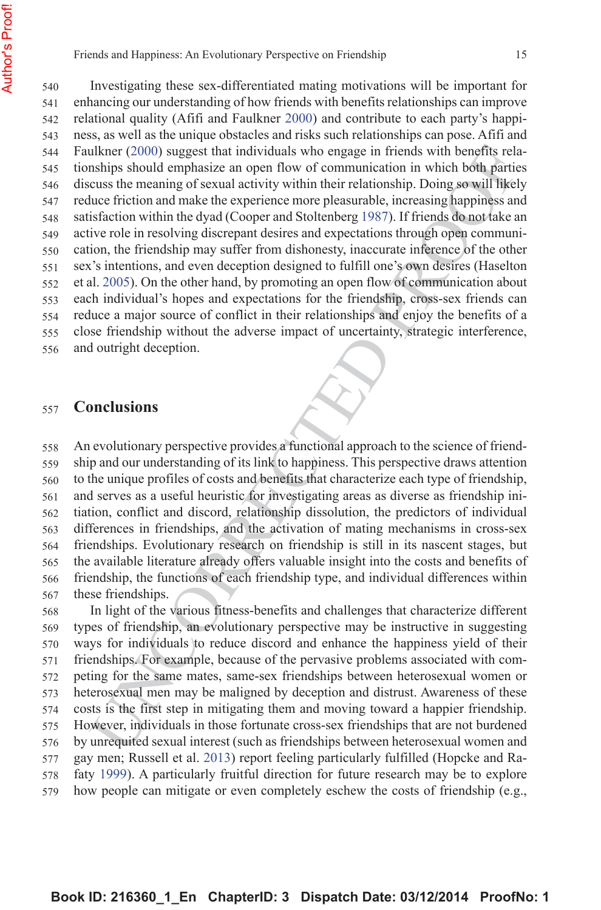Investigating these sex-differentiated mating motivations will be important for enhancing our understanding of how friends with benefits relationships can improve relational quality (Afifi and Faulkner 2000) and contribute to each party's happiness, as well as the unique obstacles and risks such relationships can pose. Afifi and Faulkner (2000) suggest that individuals who engage in friends with benefits relationships should emphasize an open flow of communication in which both parties discuss the meaning of sexual activity within their relationship. Doing so will likely reduce friction and make the experience more pleasurable, increasing happiness and satisfaction within the dyad (Cooper and Stoltenberg 1987). If friends do not take an active role in resolving discrepant desires and expectations through open communication, the friendship may suffer from dishonesty, inaccurate inference of the other sex's intentions, and even deception designed to fulfill one's own desires (Haselton et al. 2005). On the other hand, by promoting an open flow of communication about each individual's hopes and expectations for the friendship, cross-sex friends can reduce a major source of conflict in their relationships and enjoy the benefits of a close friendship without the adverse impact of uncertainty, strategic interference, and outright deception.

## Conclusions

An evolutionary perspective provides a functional approach to the science of friendship and our understanding of its link to happiness. This perspective draws attention to the unique profiles of costs and benefits that characterize each type of friendship, and serves as a useful heuristic for investigating areas as diverse as friendship initiation, conflict and discord, relationship dissolution, the predictors of individual differences in friendships, and the activation of mating mechanisms in cross-sex friendships. Evolutionary research on friendship is still in its nascent stages, but the available literature already offers valuable insight into the costs and benefits of friendship, the functions of each friendship type, and individual differences within these friendships.

In light of the various fitness-benefits and challenges that characterize different types of friendship, an evolutionary perspective may be instructive in suggesting ways for individuals to reduce discord and enhance the happiness yield of their friendships. For example, because of the pervasive problems associated with competing for the same mates, same-sex friendships between heterosexual women or heterosexual men may be maligned by deception and distrust. Awareness of these costs is the first step in mitigating them and moving toward a happier friendship. However, individuals in those fortunate cross-sex friendships that are not burdened by unrequited sexual interest (such as friendships between heterosexual women and gay men; Russell et al. 2013) report feeling particularly fulfilled (Hopcke and Rafaty 1999). A particularly fruitful direction for future research may be to explore how people can mitigate or even completely eschew the costs of friendship (e.g.,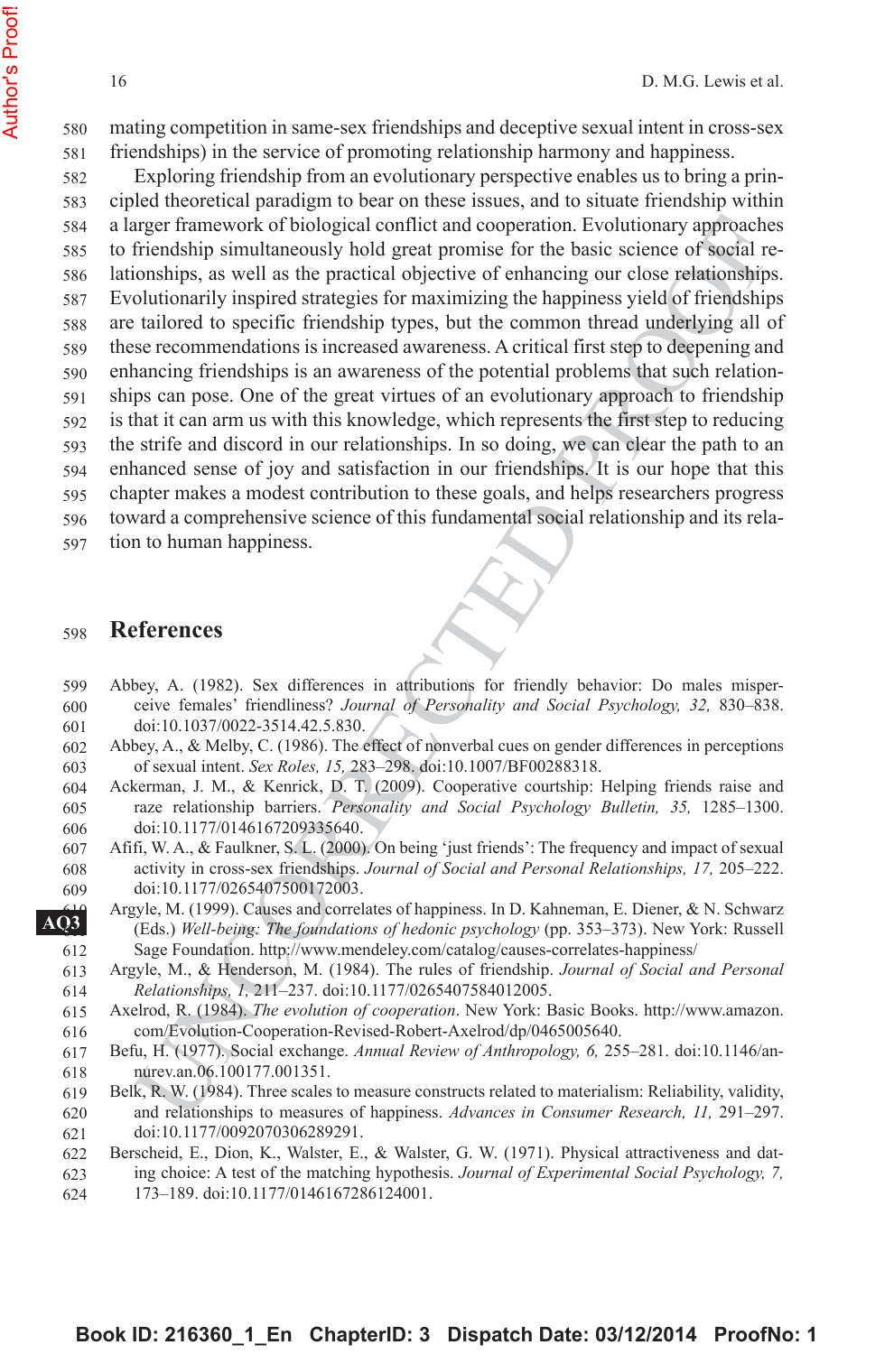mating competition in same-sex friendships and deceptive sexual intent in cross-sex friendships) in the service of promoting relationship harmony and happiness.

Exploring friendship from an evolutionary perspective enables us to bring a principled theoretical paradigm to bear on these issues, and to situate friendship within a larger framework of biological conflict and cooperation. Evolutionary approaches to friendship simultaneously hold great promise for the basic science of social relationships, as well as the practical objective of enhancing our close relationships. Evolutionarily inspired strategies for maximizing the happiness yield of friendships are tailored to specific friendship types, but the common thread underlying all of these recommendations is increased awareness. A critical first step to deepening and enhancing friendships is an awareness of the potential problems that such relationships can pose. One of the great virtues of an evolutionary approach to friendship is that it can arm us with this knowledge, which represents the first step to reducing the strife and discord in our relationships. In so doing, we can clear the path to an enhanced sense of joy and satisfaction in our friendships. It is our hope that this chapter makes a modest contribution to these goals, and helps researchers progress toward a comprehensive science of this fundamental social relationship and its relation to human happiness.

## References

Abbey, A. (1982). Sex differences in attributions for friendly behavior: Do males misperceive females' friendliness? *Journal of Personality and Social Psychology, 32,* 830–838. doi:10.1037/0022-3514.42.5.830.

Abbey, A., & Melby, C. (1986). The effect of nonverbal cues on gender differences in perceptions of sexual intent. *Sex Roles, 15,* 283–298. doi:10.1007/BF00288318.

Ackerman, J. M., & Kenrick, D. T. (2009). Cooperative courtship: Helping friends raise and raze relationship barriers. *Personality and Social Psychology Bulletin, 35,* 1285–1300. doi:10.1177/0146167209335640.

Afifi, W. A., & Faulkner, S. L. (2000). On being 'just friends': The frequency and impact of sexual activity in cross-sex friendships. *Journal of Social and Personal Relationships, 17,* 205–222. doi:10.1177/0265407500172003.

Argyle, M. (1999). Causes and correlates of happiness. In D. Kahneman, E. Diener, & N. Schwarz (Eds.) *Well-being: The foundations of hedonic psychology* (pp. 353–373). New York: Russell Sage Foundation. http://www.mendeley.com/catalog/causes-correlates-happiness/

Argyle, M., & Henderson, M. (1984). The rules of friendship. *Journal of Social and Personal Relationships, 1,* 211–237. doi:10.1177/0265407584012005.

Axelrod, R. (1984). *The evolution of cooperation*. New York: Basic Books. http://www.amazon.com/Evolution-Cooperation-Revised-Robert-Axelrod/dp/0465005640.

Befu, H. (1977). Social exchange. *Annual Review of Anthropology, 6,* 255–281. doi:10.1146/annurev.an.06.100177.001351.

Belk, R. W. (1984). Three scales to measure constructs related to materialism: Reliability, validity, and relationships to measures of happiness. *Advances in Consumer Research, 11,* 291–297. doi:10.1177/0092070306289291.

Berscheid, E., Dion, K., Walster, E., & Walster, G. W. (1971). Physical attractiveness and dating choice: A test of the matching hypothesis. *Journal of Experimental Social Psychology, 7,* 173–189. doi:10.1177/0146167286124001.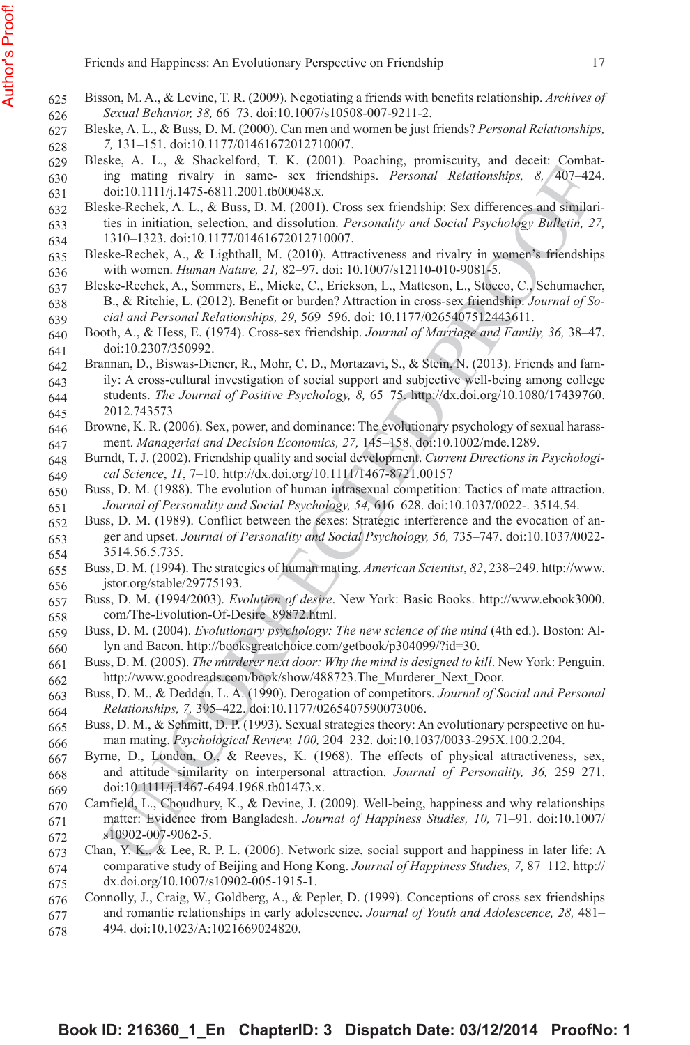Bisson, M. A., & Levine, T. R. (2009). Negotiating a friends with benefits relationship. *Archives of Sexual Behavior, 38,* 66–73. doi:10.1007/s10508-007-9211-2.

Bleske, A. L., & Buss, D. M. (2000). Can men and women be just friends? *Personal Relationships, 7,* 131–151. doi:10.1177/01461672012710007.

Bleske, A. L., & Shackelford, T. K. (2001). Poaching, promiscuity, and deceit: Combating mating rivalry in same- sex friendships. *Personal Relationships, 8,* 407–424. doi:10.1111/j.1475-6811.2001.tb00048.x.

Bleske-Rechek, A. L., & Buss, D. M. (2001). Cross sex friendship: Sex differences and similarities in initiation, selection, and dissolution. *Personality and Social Psychology Bulletin, 27,* 1310–1323. doi:10.1177/01461672012710007.

Bleske-Rechek, A., & Lighthall, M. (2010). Attractiveness and rivalry in women's friendships with women. *Human Nature, 21,* 82–97. doi: 10.1007/s12110-010-9081-5.

Bleske-Rechek, A., Sommers, E., Micke, C., Erickson, L., Matteson, L., Stocco, C., Schumacher, B., & Ritchie, L. (2012). Benefit or burden? Attraction in cross-sex friendship. *Journal of Social and Personal Relationships, 29,* 569–596. doi: 10.1177/0265407512443611.

Booth, A., & Hess, E. (1974). Cross-sex friendship. *Journal of Marriage and Family, 36,* 38–47. doi:10.2307/350992.

Brannan, D., Biswas-Diener, R., Mohr, C. D., Mortazavi, S., & Stein, N. (2013). Friends and family: A cross-cultural investigation of social support and subjective well-being among college students. *The Journal of Positive Psychology, 8,* 65–75. http://dx.doi.org/10.1080/17439760.2012.743573

Browne, K. R. (2006). Sex, power, and dominance: The evolutionary psychology of sexual harassment. *Managerial and Decision Economics, 27,* 145–158. doi:10.1002/mde.1289.

Burndt, T. J. (2002). Friendship quality and social development. *Current Directions in Psychological Science*, *11*, 7–10. http://dx.doi.org/10.1111/1467-8721.00157

Buss, D. M. (1988). The evolution of human intrasexual competition: Tactics of mate attraction. *Journal of Personality and Social Psychology, 54,* 616–628. doi:10.1037/0022-. 3514.54.

Buss, D. M. (1989). Conflict between the sexes: Strategic interference and the evocation of anger and upset. *Journal of Personality and Social Psychology, 56,* 735–747. doi:10.1037/0022-3514.56.5.735.

Buss, D. M. (1994). The strategies of human mating. *American Scientist*, *82*, 238–249. http://www.jstor.org/stable/29775193.

Buss, D. M. (1994/2003). *Evolution of desire*. New York: Basic Books. http://www.ebook3000.com/The-Evolution-Of-Desire_89872.html.

Buss, D. M. (2004). *Evolutionary psychology: The new science of the mind* (4th ed.). Boston: Allyn and Bacon. http://booksgreatchoice.com/getbook/p304099/?id=30.

Buss, D. M. (2005). *The murderer next door: Why the mind is designed to kill*. New York: Penguin. http://www.goodreads.com/book/show/488723.The_Murderer_Next_Door.

Buss, D. M., & Dedden, L. A. (1990). Derogation of competitors. *Journal of Social and Personal Relationships, 7,* 395–422. doi:10.1177/0265407590073006.

Buss, D. M., & Schmitt, D. P. (1993). Sexual strategies theory: An evolutionary perspective on human mating. *Psychological Review, 100,* 204–232. doi:10.1037/0033-295X.100.2.204.

Byrne, D., London, O., & Reeves, K. (1968). The effects of physical attractiveness, sex, and attitude similarity on interpersonal attraction. *Journal of Personality, 36,* 259–271. doi:10.1111/j.1467-6494.1968.tb01473.x.

Camfield, L., Choudhury, K., & Devine, J. (2009). Well-being, happiness and why relationships matter: Evidence from Bangladesh. *Journal of Happiness Studies, 10,* 71–91. doi:10.1007/s10902-007-9062-5.

Chan, Y. K., & Lee, R. P. L. (2006). Network size, social support and happiness in later life: A comparative study of Beijing and Hong Kong. *Journal of Happiness Studies, 7,* 87–112. http://dx.doi.org/10.1007/s10902-005-1915-1.

Connolly, J., Craig, W., Goldberg, A., & Pepler, D. (1999). Conceptions of cross sex friendships and romantic relationships in early adolescence. *Journal of Youth and Adolescence, 28,* 481–494. doi:10.1023/A:1021669024820.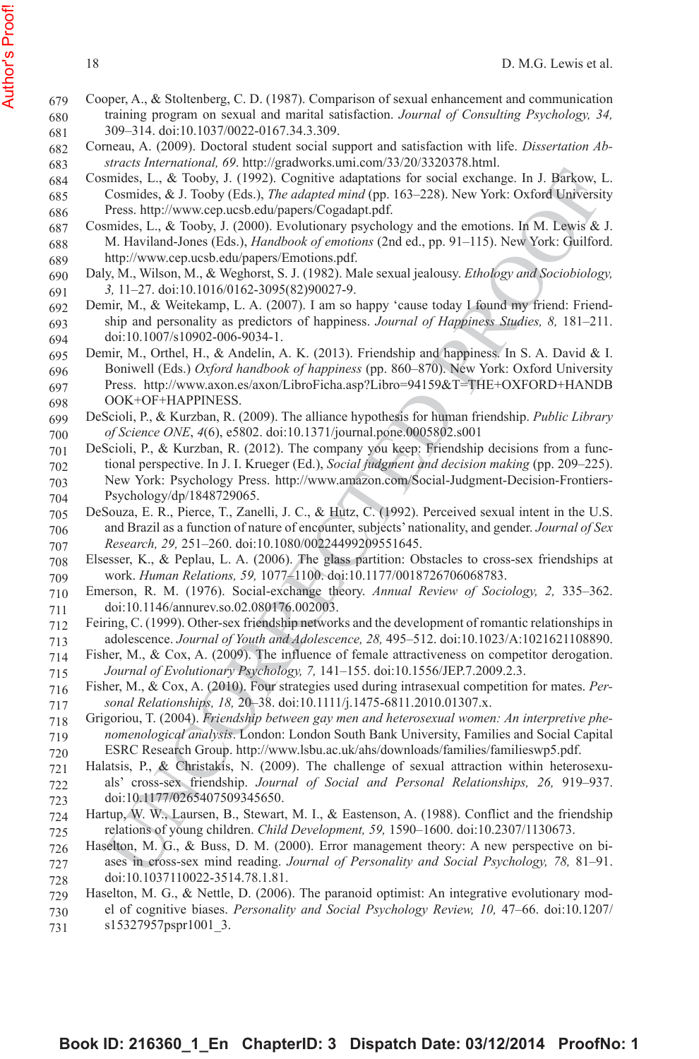Cooper, A., & Stoltenberg, C. D. (1987). Comparison of sexual enhancement and communication training program on sexual and marital satisfaction. *Journal of Consulting Psychology, 34,* 309–314. doi:10.1037/0022-0167.34.3.309.

Corneau, A. (2009). Doctoral student social support and satisfaction with life. *Dissertation Abstracts International, 69*. http://gradworks.umi.com/33/20/3320378.html.

Cosmides, L., & Tooby, J. (1992). Cognitive adaptations for social exchange. In J. Barkow, L. Cosmides, & J. Tooby (Eds.), *The adapted mind* (pp. 163–228). New York: Oxford University Press. http://www.cep.ucsb.edu/papers/Cogadapt.pdf.

Cosmides, L., & Tooby, J. (2000). Evolutionary psychology and the emotions. In M. Lewis & J. M. Haviland-Jones (Eds.), *Handbook of emotions* (2nd ed., pp. 91–115). New York: Guilford. http://www.cep.ucsb.edu/papers/Emotions.pdf.

Daly, M., Wilson, M., & Weghorst, S. J. (1982). Male sexual jealousy. *Ethology and Sociobiology, 3,* 11–27. doi:10.1016/0162-3095(82)90027-9.

Demir, M., & Weitekamp, L. A. (2007). I am so happy 'cause today I found my friend: Friendship and personality as predictors of happiness. *Journal of Happiness Studies, 8,* 181–211. doi:10.1007/s10902-006-9034-1.

Demir, M., Orthel, H., & Andelin, A. K. (2013). Friendship and happiness. In S. A. David & I. Boniwell (Eds.) *Oxford handbook of happiness* (pp. 860–870). New York: Oxford University Press. http://www.axon.es/axon/LibroFicha.asp?Libro=94159&T=THE+OXFORD+HANDBOOK+OF+HAPPINESS.

DeScioli, P., & Kurzban, R. (2009). The alliance hypothesis for human friendship. *Public Library of Science ONE*, *4*(6), e5802. doi:10.1371/journal.pone.0005802.s001

DeScioli, P., & Kurzban, R. (2012). The company you keep: Friendship decisions from a functional perspective. In J. I. Krueger (Ed.), *Social judgment and decision making* (pp. 209–225). New York: Psychology Press. http://www.amazon.com/Social-Judgment-Decision-Frontiers-Psychology/dp/1848729065.

DeSouza, E. R., Pierce, T., Zanelli, J. C., & Hutz, C. (1992). Perceived sexual intent in the U.S. and Brazil as a function of nature of encounter, subjects' nationality, and gender. *Journal of Sex Research, 29,* 251–260. doi:10.1080/00224499209551645.

Elsesser, K., & Peplau, L. A. (2006). The glass partition: Obstacles to cross-sex friendships at work. *Human Relations, 59,* 1077–1100. doi:10.1177/0018726706068783.

Emerson, R. M. (1976). Social-exchange theory. *Annual Review of Sociology, 2,* 335–362. doi:10.1146/annurev.so.02.080176.002003.

Feiring, C. (1999). Other-sex friendship networks and the development of romantic relationships in adolescence. *Journal of Youth and Adolescence, 28,* 495–512. doi:10.1023/A:1021621108890.

Fisher, M., & Cox, A. (2009). The influence of female attractiveness on competitor derogation. *Journal of Evolutionary Psychology, 7,* 141–155. doi:10.1556/JEP.7.2009.2.3.

Fisher, M., & Cox, A. (2010). Four strategies used during intrasexual competition for mates. *Personal Relationships, 18,* 20–38. doi:10.1111/j.1475-6811.2010.01307.x.

Grigoriou, T. (2004). *Friendship between gay men and heterosexual women: An interpretive phenomenological analysis*. London: London South Bank University, Families and Social Capital ESRC Research Group. http://www.lsbu.ac.uk/ahs/downloads/families/familieswp5.pdf.

Halatsis, P., & Christakis, N. (2009). The challenge of sexual attraction within heterosexuals' cross-sex friendship. *Journal of Social and Personal Relationships, 26,* 919–937. doi:10.1177/0265407509345650.

Hartup, W. W., Laursen, B., Stewart, M. I., & Eastenson, A. (1988). Conflict and the friendship relations of young children. *Child Development, 59,* 1590–1600. doi:10.2307/1130673.

Haselton, M. G., & Buss, D. M. (2000). Error management theory: A new perspective on biases in cross-sex mind reading. *Journal of Personality and Social Psychology, 78,* 81–91. doi:10.1037110022-3514.78.1.81.

Haselton, M. G., & Nettle, D. (2006). The paranoid optimist: An integrative evolutionary model of cognitive biases. *Personality and Social Psychology Review, 10,* 47–66. doi:10.1207/s15327957pspr1001_3.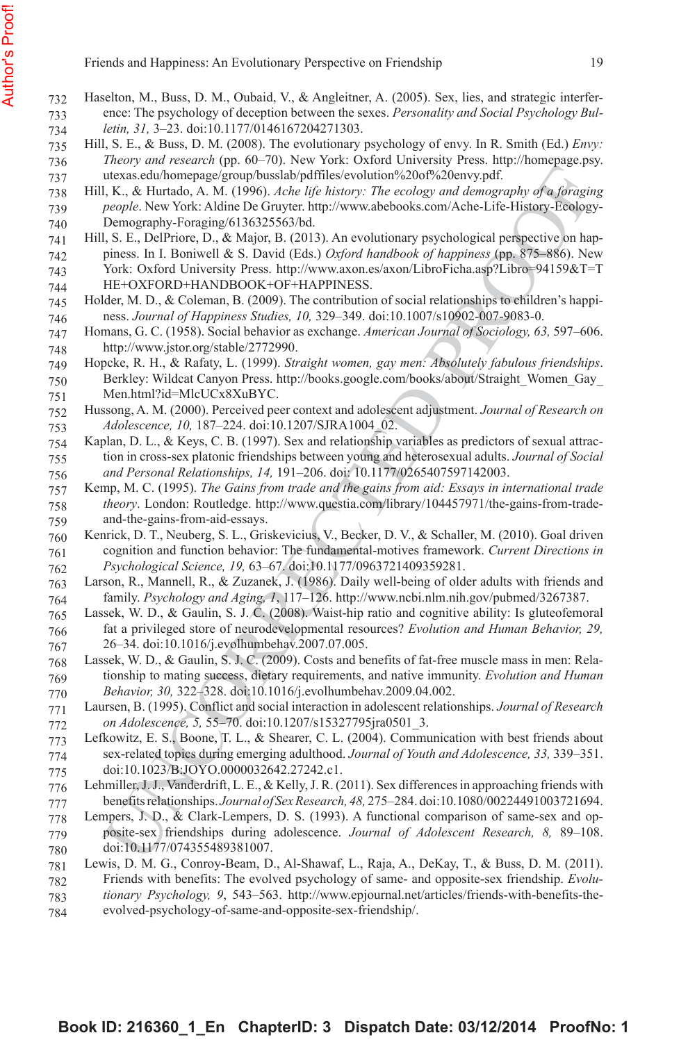Haselton, M., Buss, D. M., Oubaid, V., & Angleitner, A. (2005). Sex, lies, and strategic interference: The psychology of deception between the sexes. *Personality and Social Psychology Bulletin, 31,* 3–23. doi:10.1177/0146167204271303.

Hill, S. E., & Buss, D. M. (2008). The evolutionary psychology of envy. In R. Smith (Ed.) *Envy: Theory and research* (pp. 60–70). New York: Oxford University Press. http://homepage.psy.utexas.edu/homepage/group/busslab/pdffiles/evolution%20of%20envy.pdf.

Hill, K., & Hurtado, A. M. (1996). *Ache life history: The ecology and demography of a foraging people*. New York: Aldine De Gruyter. http://www.abebooks.com/Ache-Life-History-Ecology-Demography-Foraging/6136325563/bd.

Hill, S. E., DelPriore, D., & Major, B. (2013). An evolutionary psychological perspective on happiness. In I. Boniwell & S. David (Eds.) *Oxford handbook of happiness* (pp. 875–886). New York: Oxford University Press. http://www.axon.es/axon/LibroFicha.asp?Libro=94159&T=THE+OXFORD+HANDBOOK+OF+HAPPINESS.

Holder, M. D., & Coleman, B. (2009). The contribution of social relationships to children's happiness. *Journal of Happiness Studies, 10,* 329–349. doi:10.1007/s10902-007-9083-0.

Homans, G. C. (1958). Social behavior as exchange. *American Journal of Sociology, 63,* 597–606. http://www.jstor.org/stable/2772990.

Hopcke, R. H., & Rafaty, L. (1999). *Straight women, gay men: Absolutely fabulous friendships*. Berkley: Wildcat Canyon Press. http://books.google.com/books/about/Straight_Women_Gay_Men.html?id=MlcUCx8XuBYC.

Hussong, A. M. (2000). Perceived peer context and adolescent adjustment. *Journal of Research on Adolescence, 10,* 187–224. doi:10.1207/SJRA1004_02.

Kaplan, D. L., & Keys, C. B. (1997). Sex and relationship variables as predictors of sexual attraction in cross-sex platonic friendships between young and heterosexual adults. *Journal of Social and Personal Relationships, 14,* 191–206. doi: 10.1177/0265407597142003.

Kemp, M. C. (1995). *The Gains from trade and the gains from aid: Essays in international trade theory*. London: Routledge. http://www.questia.com/library/104457971/the-gains-from-trade-and-the-gains-from-aid-essays.

Kenrick, D. T., Neuberg, S. L., Griskevicius, V., Becker, D. V., & Schaller, M. (2010). Goal driven cognition and function behavior: The fundamental-motives framework. *Current Directions in Psychological Science, 19,* 63–67. doi:10.1177/0963721409359281.

Larson, R., Mannell, R., & Zuzanek, J. (1986). Daily well-being of older adults with friends and family. *Psychology and Aging, 1,* 117–126. http://www.ncbi.nlm.nih.gov/pubmed/3267387.

Lassek, W. D., & Gaulin, S. J. C. (2008). Waist-hip ratio and cognitive ability: Is gluteofemoral fat a privileged store of neurodevelopmental resources? *Evolution and Human Behavior, 29,* 26–34. doi:10.1016/j.evolhumbehav.2007.07.005.

Lassek, W. D., & Gaulin, S. J. C. (2009). Costs and benefits of fat-free muscle mass in men: Relationship to mating success, dietary requirements, and native immunity. *Evolution and Human Behavior, 30,* 322–328. doi:10.1016/j.evolhumbehav.2009.04.002.

Laursen, B. (1995). Conflict and social interaction in adolescent relationships. *Journal of Research on Adolescence, 5,* 55–70. doi:10.1207/s15327795jra0501_3.

Lefkowitz, E. S., Boone, T. L., & Shearer, C. L. (2004). Communication with best friends about sex-related topics during emerging adulthood. *Journal of Youth and Adolescence, 33,* 339–351. doi:10.1023/B:JOYO.0000032642.27242.c1.

Lehmiller, J. J., Vanderdrift, L. E., & Kelly, J. R. (2011). Sex differences in approaching friends with benefits relationships. *Journal of Sex Research, 48,* 275–284. doi:10.1080/00224491003721694.

Lempers, J. D., & Clark-Lempers, D. S. (1993). A functional comparison of same-sex and opposite-sex friendships during adolescence. *Journal of Adolescent Research, 8,* 89–108. doi:10.1177/074355489381007.

Lewis, D. M. G., Conroy-Beam, D., Al-Shawaf, L., Raja, A., DeKay, T., & Buss, D. M. (2011). Friends with benefits: The evolved psychology of same- and opposite-sex friendship. *Evolutionary Psychology, 9*, 543–563. http://www.epjournal.net/articles/friends-with-benefits-the-evolved-psychology-of-same-and-opposite-sex-friendship/.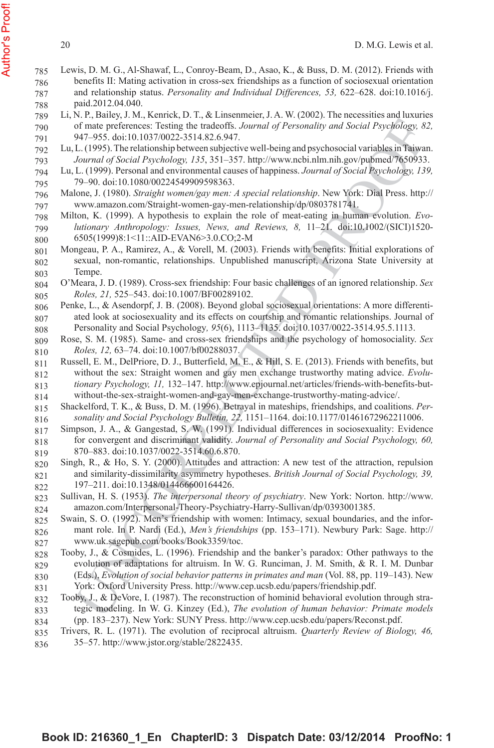Lewis, D. M. G., Al-Shawaf, L., Conroy-Beam, D., Asao, K., & Buss, D. M. (2012). Friends with benefits II: Mating activation in cross-sex friendships as a function of sociosexual orientation and relationship status. *Personality and Individual Differences, 53,* 622–628. doi:10.1016/j.paid.2012.04.040.

Li, N. P., Bailey, J. M., Kenrick, D. T., & Linsenmeier, J. A. W. (2002). The necessities and luxuries of mate preferences: Testing the tradeoffs. *Journal of Personality and Social Psychology, 82,* 947–955. doi:10.1037/0022-3514.82.6.947.

Lu, L. (1995). The relationship between subjective well-being and psychosocial variables in Taiwan. *Journal of Social Psychology, 135*, 351–357. http://www.ncbi.nlm.nih.gov/pubmed/7650933.

Lu, L. (1999). Personal and environmental causes of happiness. *Journal of Social Psychology, 139,* 79–90. doi:10.1080/00224549909598363.

Malone, J. (1980). *Straight women/gay men: A special relationship*. New York: Dial Press. http://www.amazon.com/Straight-women-gay-men-relationship/dp/0803781741.

Milton, K. (1999). A hypothesis to explain the role of meat-eating in human evolution. *Evolutionary Anthropology: Issues, News, and Reviews, 8,* 11–21. doi:10.1002/(SICI)1520-6505(1999)8:1<11::AID-EVAN6>3.0.CO;2-M

Mongeau, P. A., Ramirez, A., & Vorell, M. (2003). Friends with benefits: Initial explorations of sexual, non-romantic, relationships. Unpublished manuscript, Arizona State University at Tempe.

O'Meara, J. D. (1989). Cross-sex friendship: Four basic challenges of an ignored relationship. *Sex Roles, 21,* 525–543. doi:10.1007/BF00289102.

Penke, L., & Asendorpf, J. B. (2008). Beyond global sociosexual orientations: A more differentiated look at sociosexuality and its effects on courtship and romantic relationships. Journal of Personality and Social Psychology*, 95*(6), 1113–1135. doi:10.1037/0022-3514.95.5.1113.

Rose, S. M. (1985). Same- and cross-sex friendships and the psychology of homosociality. *Sex Roles, 12,* 63–74. doi:10.1007/bf00288037.

Russell, E. M., DelPriore, D. J., Butterfield, M. E., & Hill, S. E. (2013). Friends with benefits, but without the sex: Straight women and gay men exchange trustworthy mating advice. *Evolutionary Psychology, 11,* 132–147. http://www.epjournal.net/articles/friends-with-benefits-but-without-the-sex-straight-women-and-gay-men-exchange-trustworthy-mating-advice/.

Shackelford, T. K., & Buss, D. M. (1996). Betrayal in mateships, friendships, and coalitions. *Personality and Social Psychology Bulletin, 22,* 1151–1164. doi:10.1177/01461672962211006.

Simpson, J. A., & Gangestad, S. W. (1991). Individual differences in sociosexuality: Evidence for convergent and discriminant validity. *Journal of Personality and Social Psychology, 60,* 870–883. doi:10.1037/0022-3514.60.6.870.

Singh, R., & Ho, S. Y. (2000). Attitudes and attraction: A new test of the attraction, repulsion and similarity-dissimilarity asymmetry hypotheses. *British Journal of Social Psychology, 39,* 197–211. doi:10.1348/014466600164426.

Sullivan, H. S. (1953). *The interpersonal theory of psychiatry*. New York: Norton. http://www.amazon.com/Interpersonal-Theory-Psychiatry-Harry-Sullivan/dp/0393001385.

Swain, S. O. (1992). Men's friendship with women: Intimacy, sexual boundaries, and the informant role. In P. Nardi (Ed.), *Men's friendships* (pp. 153–171). Newbury Park: Sage. http://www.uk.sagepub.com/books/Book3359/toc.

Tooby, J., & Cosmides, L. (1996). Friendship and the banker's paradox: Other pathways to the evolution of adaptations for altruism. In W. G. Runciman, J. M. Smith, & R. I. M. Dunbar (Eds.), *Evolution of social behavior patterns in primates and man* (Vol. 88, pp. 119–143). New York: Oxford University Press. http://www.cep.ucsb.edu/papers/friendship.pdf.

Tooby, J., & DeVore, I. (1987). The reconstruction of hominid behavioral evolution through strategic modeling. In W. G. Kinzey (Ed.), *The evolution of human behavior: Primate models* (pp. 183–237). New York: SUNY Press. http://www.cep.ucsb.edu/papers/Reconst.pdf.

Trivers, R. L. (1971). The evolution of reciprocal altruism. *Quarterly Review of Biology, 46,* 35–57. http://www.jstor.org/stable/2822435.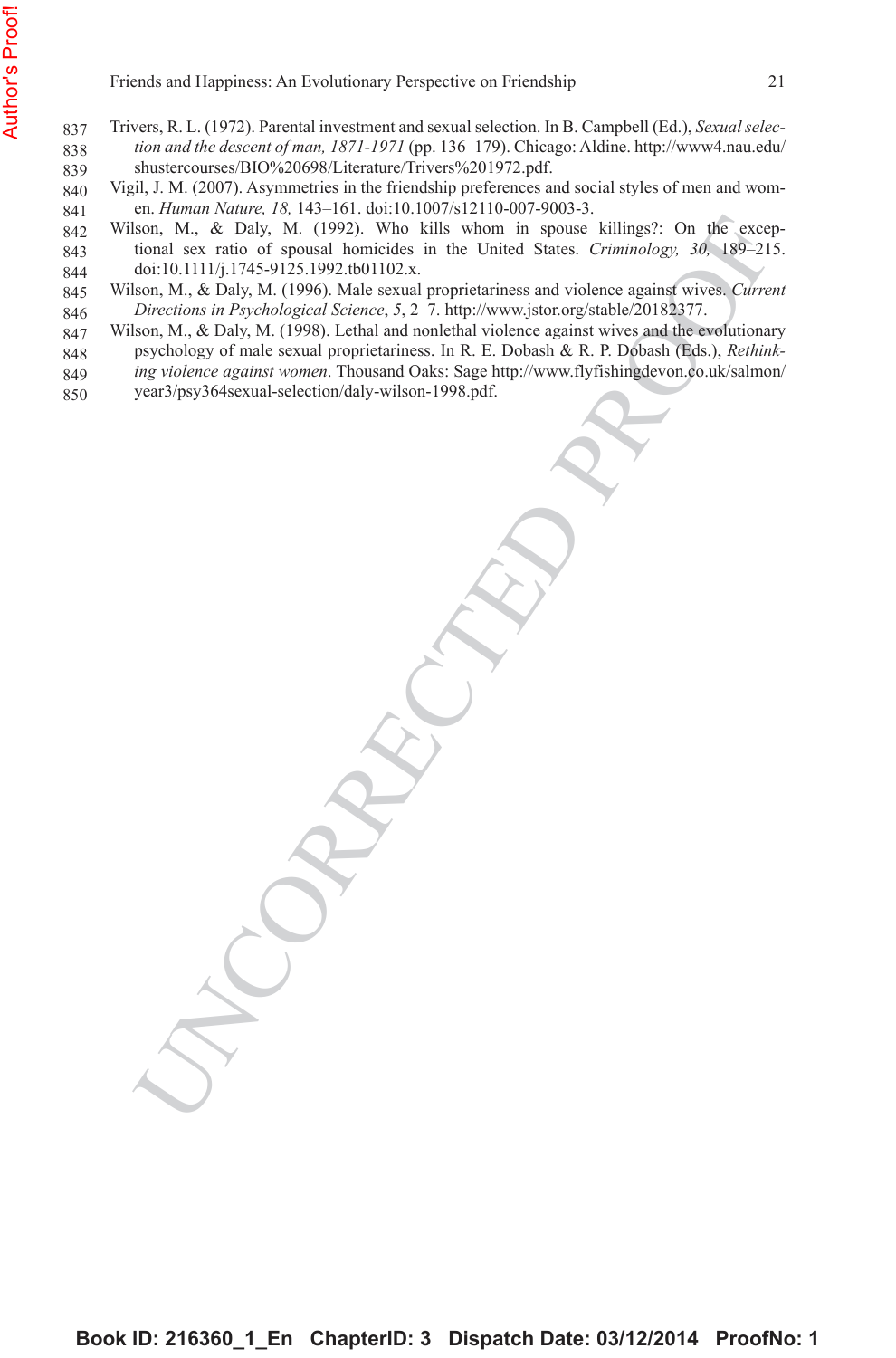Trivers, R. L. (1972). Parental investment and sexual selection. In B. Campbell (Ed.), *Sexual selection and the descent of man, 1871-1971* (pp. 136–179). Chicago: Aldine. http://www4.nau.edu/shustercourses/BIO%20698/Literature/Trivers%201972.pdf.

Vigil, J. M. (2007). Asymmetries in the friendship preferences and social styles of men and women. *Human Nature, 18,* 143–161. doi:10.1007/s12110-007-9003-3.

Wilson, M., & Daly, M. (1992). Who kills whom in spouse killings?: On the exceptional sex ratio of spousal homicides in the United States. *Criminology, 30,* 189–215. doi:10.1111/j.1745-9125.1992.tb01102.x.

Wilson, M., & Daly, M. (1996). Male sexual proprietariness and violence against wives. *Current Directions in Psychological Science*, *5*, 2–7. http://www.jstor.org/stable/20182377.

Wilson, M., & Daly, M. (1998). Lethal and nonlethal violence against wives and the evolutionary psychology of male sexual proprietariness. In R. E. Dobash & R. P. Dobash (Eds.), *Rethinking violence against women*. Thousand Oaks: Sage http://www.flyfishingdevon.co.uk/salmon/year3/psy364sexual-selection/daly-wilson-1998.pdf.